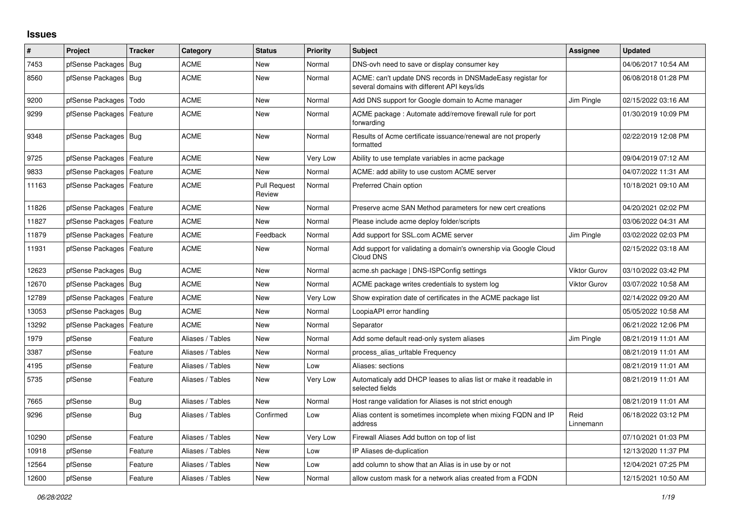## Issues

| # | Project | Tracker | Category | Status | Priority | Subject | Assignee | Updated |
|---|---|---|---|---|---|---|---|---|
| 7453 | pfSense Packages | Bug | ACME | New | Normal | DNS-ovh need to save or display consumer key | | 04/06/2017 10:54 AM |
| 8560 | pfSense Packages | Bug | ACME | New | Normal | ACME: can't update DNS records in DNSMadeEasy registar for several domains with different API keys/ids | | 06/08/2018 01:28 PM |
| 9200 | pfSense Packages | Todo | ACME | New | Normal | Add DNS support for Google domain to Acme manager | Jim Pingle | 02/15/2022 03:16 AM |
| 9299 | pfSense Packages | Feature | ACME | New | Normal | ACME package : Automate add/remove firewall rule for port forwarding | | 01/30/2019 10:09 PM |
| 9348 | pfSense Packages | Bug | ACME | New | Normal | Results of Acme certificate issuance/renewal are not properly formatted | | 02/22/2019 12:08 PM |
| 9725 | pfSense Packages | Feature | ACME | New | Very Low | Ability to use template variables in acme package | | 09/04/2019 07:12 AM |
| 9833 | pfSense Packages | Feature | ACME | New | Normal | ACME: add ability to use custom ACME server | | 04/07/2022 11:31 AM |
| 11163 | pfSense Packages | Feature | ACME | Pull Request Review | Normal | Preferred Chain option | | 10/18/2021 09:10 AM |
| 11826 | pfSense Packages | Feature | ACME | New | Normal | Preserve acme SAN Method parameters for new cert creations | | 04/20/2021 02:02 PM |
| 11827 | pfSense Packages | Feature | ACME | New | Normal | Please include acme deploy folder/scripts | | 03/06/2022 04:31 AM |
| 11879 | pfSense Packages | Feature | ACME | Feedback | Normal | Add support for SSL.com ACME server | Jim Pingle | 03/02/2022 02:03 PM |
| 11931 | pfSense Packages | Feature | ACME | New | Normal | Add support for validating a domain's ownership via Google Cloud Cloud DNS | | 02/15/2022 03:18 AM |
| 12623 | pfSense Packages | Bug | ACME | New | Normal | acme.sh package \| DNS-ISPConfig settings | Viktor Gurov | 03/10/2022 03:42 PM |
| 12670 | pfSense Packages | Bug | ACME | New | Normal | ACME package writes credentials to system log | Viktor Gurov | 03/07/2022 10:58 AM |
| 12789 | pfSense Packages | Feature | ACME | New | Very Low | Show expiration date of certificates in the ACME package list | | 02/14/2022 09:20 AM |
| 13053 | pfSense Packages | Bug | ACME | New | Normal | LoopiaAPI error handling | | 05/05/2022 10:58 AM |
| 13292 | pfSense Packages | Feature | ACME | New | Normal | Separator | | 06/21/2022 12:06 PM |
| 1979 | pfSense | Feature | Aliases / Tables | New | Normal | Add some default read-only system aliases | Jim Pingle | 08/21/2019 11:01 AM |
| 3387 | pfSense | Feature | Aliases / Tables | New | Normal | process_alias_urltable Frequency | | 08/21/2019 11:01 AM |
| 4195 | pfSense | Feature | Aliases / Tables | New | Low | Aliases: sections | | 08/21/2019 11:01 AM |
| 5735 | pfSense | Feature | Aliases / Tables | New | Very Low | Automaticaly add DHCP leases to alias list or make it readable in selected fields | | 08/21/2019 11:01 AM |
| 7665 | pfSense | Bug | Aliases / Tables | New | Normal | Host range validation for Aliases is not strict enough | | 08/21/2019 11:01 AM |
| 9296 | pfSense | Bug | Aliases / Tables | Confirmed | Low | Alias content is sometimes incomplete when mixing FQDN and IP address | Reid Linnemann | 06/18/2022 03:12 PM |
| 10290 | pfSense | Feature | Aliases / Tables | New | Very Low | Firewall Aliases Add button on top of list | | 07/10/2021 01:03 PM |
| 10918 | pfSense | Feature | Aliases / Tables | New | Low | IP Aliases de-duplication | | 12/13/2020 11:37 PM |
| 12564 | pfSense | Feature | Aliases / Tables | New | Low | add column to show that an Alias is in use by or not | | 12/04/2021 07:25 PM |
| 12600 | pfSense | Feature | Aliases / Tables | New | Normal | allow custom mask for a network alias created from a FQDN | | 12/15/2021 10:50 AM |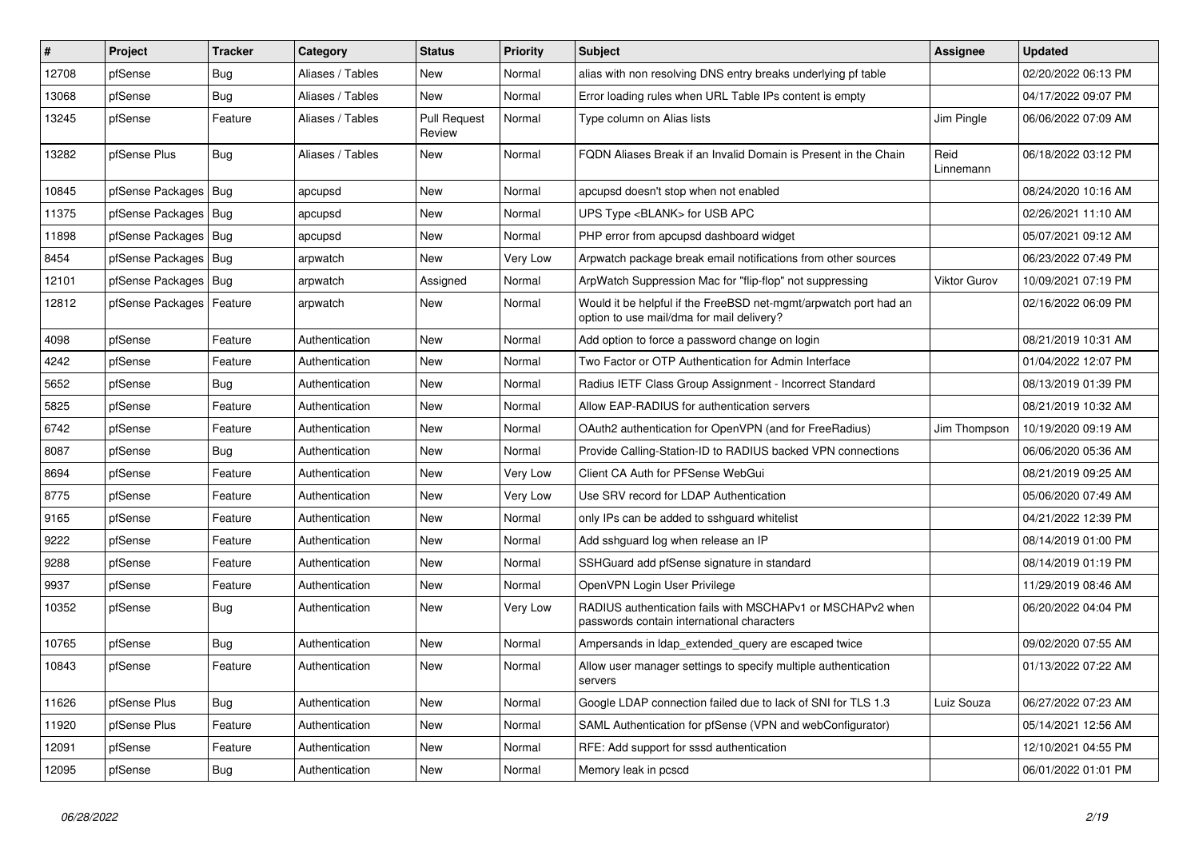| # | Project | Tracker | Category | Status | Priority | Subject | Assignee | Updated |
| --- | --- | --- | --- | --- | --- | --- | --- | --- |
| 12708 | pfSense | Bug | Aliases / Tables | New | Normal | alias with non resolving DNS entry breaks underlying pf table | | 02/20/2022 06:13 PM |
| 13068 | pfSense | Bug | Aliases / Tables | New | Normal | Error loading rules when URL Table IPs content is empty | | 04/17/2022 09:07 PM |
| 13245 | pfSense | Feature | Aliases / Tables | Pull Request Review | Normal | Type column on Alias lists | Jim Pingle | 06/06/2022 07:09 AM |
| 13282 | pfSense Plus | Bug | Aliases / Tables | New | Normal | FQDN Aliases Break if an Invalid Domain is Present in the Chain | Reid Linnemann | 06/18/2022 03:12 PM |
| 10845 | pfSense Packages | Bug | apcupsd | New | Normal | apcupsd doesn't stop when not enabled | | 08/24/2020 10:16 AM |
| 11375 | pfSense Packages | Bug | apcupsd | New | Normal | UPS Type <BLANK> for USB APC | | 02/26/2021 11:10 AM |
| 11898 | pfSense Packages | Bug | apcupsd | New | Normal | PHP error from apcupsd dashboard widget | | 05/07/2021 09:12 AM |
| 8454 | pfSense Packages | Bug | arpwatch | New | Very Low | Arpwatch package break email notifications from other sources | | 06/23/2022 07:49 PM |
| 12101 | pfSense Packages | Bug | arpwatch | Assigned | Normal | ArpWatch Suppression Mac for "flip-flop" not suppressing | Viktor Gurov | 10/09/2021 07:19 PM |
| 12812 | pfSense Packages | Feature | arpwatch | New | Normal | Would it be helpful if the FreeBSD net-mgmt/arpwatch port had an option to use mail/dma for mail delivery? | | 02/16/2022 06:09 PM |
| 4098 | pfSense | Feature | Authentication | New | Normal | Add option to force a password change on login | | 08/21/2019 10:31 AM |
| 4242 | pfSense | Feature | Authentication | New | Normal | Two Factor or OTP Authentication for Admin Interface | | 01/04/2022 12:07 PM |
| 5652 | pfSense | Bug | Authentication | New | Normal | Radius IETF Class Group Assignment - Incorrect Standard | | 08/13/2019 01:39 PM |
| 5825 | pfSense | Feature | Authentication | New | Normal | Allow EAP-RADIUS for authentication servers | | 08/21/2019 10:32 AM |
| 6742 | pfSense | Feature | Authentication | New | Normal | OAuth2 authentication for OpenVPN (and for FreeRadius) | Jim Thompson | 10/19/2020 09:19 AM |
| 8087 | pfSense | Bug | Authentication | New | Normal | Provide Calling-Station-ID to RADIUS backed VPN connections | | 06/06/2020 05:36 AM |
| 8694 | pfSense | Feature | Authentication | New | Very Low | Client CA Auth for PFSense WebGui | | 08/21/2019 09:25 AM |
| 8775 | pfSense | Feature | Authentication | New | Very Low | Use SRV record for LDAP Authentication | | 05/06/2020 07:49 AM |
| 9165 | pfSense | Feature | Authentication | New | Normal | only IPs can be added to sshguard whitelist | | 04/21/2022 12:39 PM |
| 9222 | pfSense | Feature | Authentication | New | Normal | Add sshguard log when release an IP | | 08/14/2019 01:00 PM |
| 9288 | pfSense | Feature | Authentication | New | Normal | SSHGuard add pfSense signature in standard | | 08/14/2019 01:19 PM |
| 9937 | pfSense | Feature | Authentication | New | Normal | OpenVPN Login User Privilege | | 11/29/2019 08:46 AM |
| 10352 | pfSense | Bug | Authentication | New | Very Low | RADIUS authentication fails with MSCHAPv1 or MSCHAPv2 when passwords contain international characters | | 06/20/2022 04:04 PM |
| 10765 | pfSense | Bug | Authentication | New | Normal | Ampersands in ldap_extended_query are escaped twice | | 09/02/2020 07:55 AM |
| 10843 | pfSense | Feature | Authentication | New | Normal | Allow user manager settings to specify multiple authentication servers | | 01/13/2022 07:22 AM |
| 11626 | pfSense Plus | Bug | Authentication | New | Normal | Google LDAP connection failed due to lack of SNI for TLS 1.3 | Luiz Souza | 06/27/2022 07:23 AM |
| 11920 | pfSense Plus | Feature | Authentication | New | Normal | SAML Authentication for pfSense (VPN and webConfigurator) | | 05/14/2021 12:56 AM |
| 12091 | pfSense | Feature | Authentication | New | Normal | RFE: Add support for sssd authentication | | 12/10/2021 04:55 PM |
| 12095 | pfSense | Bug | Authentication | New | Normal | Memory leak in pcscd | | 06/01/2022 01:01 PM |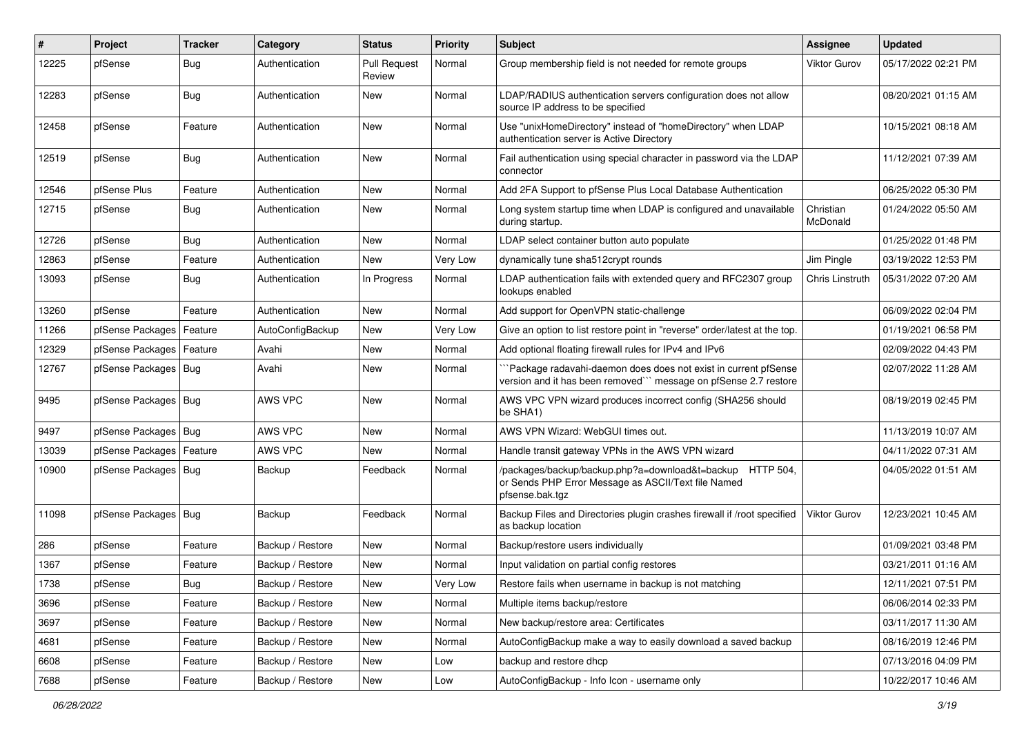| # | Project | Tracker | Category | Status | Priority | Subject | Assignee | Updated |
|---|---|---|---|---|---|---|---|---|
| 12225 | pfSense | Bug | Authentication | Pull Request Review | Normal | Group membership field is not needed for remote groups | Viktor Gurov | 05/17/2022 02:21 PM |
| 12283 | pfSense | Bug | Authentication | New | Normal | LDAP/RADIUS authentication servers configuration does not allow source IP address to be specified | | 08/20/2021 01:15 AM |
| 12458 | pfSense | Feature | Authentication | New | Normal | Use "unixHomeDirectory" instead of "homeDirectory" when LDAP authentication server is Active Directory | | 10/15/2021 08:18 AM |
| 12519 | pfSense | Bug | Authentication | New | Normal | Fail authentication using special character in password via the LDAP connector | | 11/12/2021 07:39 AM |
| 12546 | pfSense Plus | Feature | Authentication | New | Normal | Add 2FA Support to pfSense Plus Local Database Authentication | | 06/25/2022 05:30 PM |
| 12715 | pfSense | Bug | Authentication | New | Normal | Long system startup time when LDAP is configured and unavailable during startup. | Christian McDonald | 01/24/2022 05:50 AM |
| 12726 | pfSense | Bug | Authentication | New | Normal | LDAP select container button auto populate | | 01/25/2022 01:48 PM |
| 12863 | pfSense | Feature | Authentication | New | Very Low | dynamically tune sha512crypt rounds | Jim Pingle | 03/19/2022 12:53 PM |
| 13093 | pfSense | Bug | Authentication | In Progress | Normal | LDAP authentication fails with extended query and RFC2307 group lookups enabled | Chris Linstruth | 05/31/2022 07:20 AM |
| 13260 | pfSense | Feature | Authentication | New | Normal | Add support for OpenVPN static-challenge | | 06/09/2022 02:04 PM |
| 11266 | pfSense Packages | Feature | AutoConfigBackup | New | Very Low | Give an option to list restore point in "reverse" order/latest at the top. | | 01/19/2021 06:58 PM |
| 12329 | pfSense Packages | Feature | Avahi | New | Normal | Add optional floating firewall rules for IPv4 and IPv6 | | 02/09/2022 04:43 PM |
| 12767 | pfSense Packages | Bug | Avahi | New | Normal | ```Package radavahi-daemon does does not exist in current pfSense version and it has been removed``` message on pfSense 2.7 restore | | 02/07/2022 11:28 AM |
| 9495 | pfSense Packages | Bug | AWS VPC | New | Normal | AWS VPC VPN wizard produces incorrect config (SHA256 should be SHA1) | | 08/19/2019 02:45 PM |
| 9497 | pfSense Packages | Bug | AWS VPC | New | Normal | AWS VPN Wizard: WebGUI times out. | | 11/13/2019 10:07 AM |
| 13039 | pfSense Packages | Feature | AWS VPC | New | Normal | Handle transit gateway VPNs in the AWS VPN wizard | | 04/11/2022 07:31 AM |
| 10900 | pfSense Packages | Bug | Backup | Feedback | Normal | /packages/backup/backup.php?a=download&t=backup HTTP 504, or Sends PHP Error Message as ASCII/Text file Named pfsense.bak.tgz | | 04/05/2022 01:51 AM |
| 11098 | pfSense Packages | Bug | Backup | Feedback | Normal | Backup Files and Directories plugin crashes firewall if /root specified as backup location | Viktor Gurov | 12/23/2021 10:45 AM |
| 286 | pfSense | Feature | Backup / Restore | New | Normal | Backup/restore users individually | | 01/09/2021 03:48 PM |
| 1367 | pfSense | Feature | Backup / Restore | New | Normal | Input validation on partial config restores | | 03/21/2011 01:16 AM |
| 1738 | pfSense | Bug | Backup / Restore | New | Very Low | Restore fails when username in backup is not matching | | 12/11/2021 07:51 PM |
| 3696 | pfSense | Feature | Backup / Restore | New | Normal | Multiple items backup/restore | | 06/06/2014 02:33 PM |
| 3697 | pfSense | Feature | Backup / Restore | New | Normal | New backup/restore area: Certificates | | 03/11/2017 11:30 AM |
| 4681 | pfSense | Feature | Backup / Restore | New | Normal | AutoConfigBackup make a way to easily download a saved backup | | 08/16/2019 12:46 PM |
| 6608 | pfSense | Feature | Backup / Restore | New | Low | backup and restore dhcp | | 07/13/2016 04:09 PM |
| 7688 | pfSense | Feature | Backup / Restore | New | Low | AutoConfigBackup - Info Icon - username only | | 10/22/2017 10:46 AM |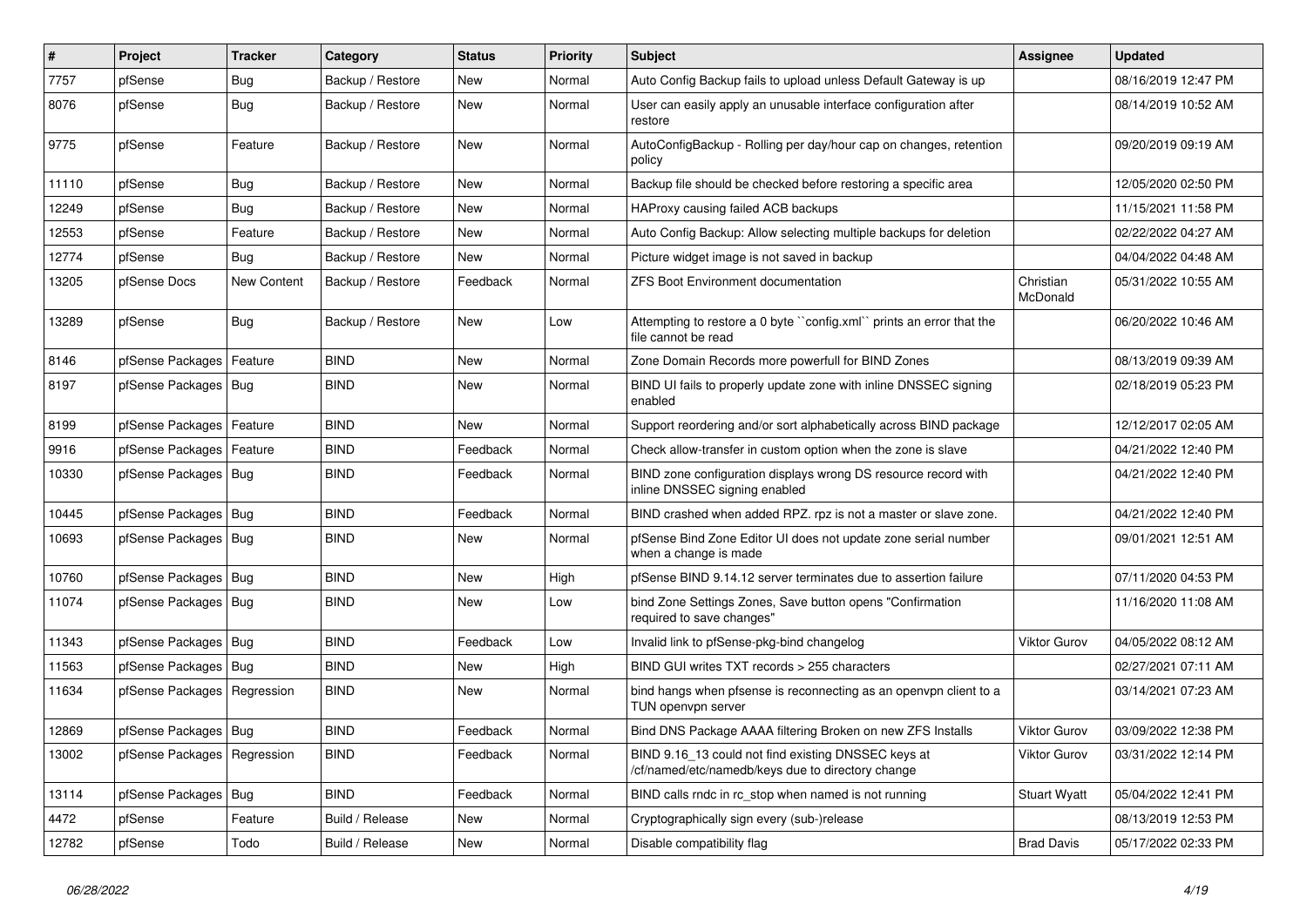| # | Project | Tracker | Category | Status | Priority | Subject | Assignee | Updated |
|---|---|---|---|---|---|---|---|---|
| 7757 | pfSense | Bug | Backup / Restore | New | Normal | Auto Config Backup fails to upload unless Default Gateway is up | | 08/16/2019 12:47 PM |
| 8076 | pfSense | Bug | Backup / Restore | New | Normal | User can easily apply an unusable interface configuration after restore | | 08/14/2019 10:52 AM |
| 9775 | pfSense | Feature | Backup / Restore | New | Normal | AutoConfigBackup - Rolling per day/hour cap on changes, retention policy | | 09/20/2019 09:19 AM |
| 11110 | pfSense | Bug | Backup / Restore | New | Normal | Backup file should be checked before restoring a specific area | | 12/05/2020 02:50 PM |
| 12249 | pfSense | Bug | Backup / Restore | New | Normal | HAProxy causing failed ACB backups | | 11/15/2021 11:58 PM |
| 12553 | pfSense | Feature | Backup / Restore | New | Normal | Auto Config Backup: Allow selecting multiple backups for deletion | | 02/22/2022 04:27 AM |
| 12774 | pfSense | Bug | Backup / Restore | New | Normal | Picture widget image is not saved in backup | | 04/04/2022 04:48 AM |
| 13205 | pfSense Docs | New Content | Backup / Restore | Feedback | Normal | ZFS Boot Environment documentation | Christian McDonald | 05/31/2022 10:55 AM |
| 13289 | pfSense | Bug | Backup / Restore | New | Low | Attempting to restore a 0 byte ``config.xml`` prints an error that the file cannot be read | | 06/20/2022 10:46 AM |
| 8146 | pfSense Packages | Feature | BIND | New | Normal | Zone Domain Records more powerfull for BIND Zones | | 08/13/2019 09:39 AM |
| 8197 | pfSense Packages | Bug | BIND | New | Normal | BIND UI fails to properly update zone with inline DNSSEC signing enabled | | 02/18/2019 05:23 PM |
| 8199 | pfSense Packages | Feature | BIND | New | Normal | Support reordering and/or sort alphabetically across BIND package | | 12/12/2017 02:05 AM |
| 9916 | pfSense Packages | Feature | BIND | Feedback | Normal | Check allow-transfer in custom option when the zone is slave | | 04/21/2022 12:40 PM |
| 10330 | pfSense Packages | Bug | BIND | Feedback | Normal | BIND zone configuration displays wrong DS resource record with inline DNSSEC signing enabled | | 04/21/2022 12:40 PM |
| 10445 | pfSense Packages | Bug | BIND | Feedback | Normal | BIND crashed when added RPZ. rpz is not a master or slave zone. | | 04/21/2022 12:40 PM |
| 10693 | pfSense Packages | Bug | BIND | New | Normal | pfSense Bind Zone Editor UI does not update zone serial number when a change is made | | 09/01/2021 12:51 AM |
| 10760 | pfSense Packages | Bug | BIND | New | High | pfSense BIND 9.14.12 server terminates due to assertion failure | | 07/11/2020 04:53 PM |
| 11074 | pfSense Packages | Bug | BIND | New | Low | bind Zone Settings Zones, Save button opens "Confirmation required to save changes" | | 11/16/2020 11:08 AM |
| 11343 | pfSense Packages | Bug | BIND | Feedback | Low | Invalid link to pfSense-pkg-bind changelog | Viktor Gurov | 04/05/2022 08:12 AM |
| 11563 | pfSense Packages | Bug | BIND | New | High | BIND GUI writes TXT records > 255 characters | | 02/27/2021 07:11 AM |
| 11634 | pfSense Packages | Regression | BIND | New | Normal | bind hangs when pfsense is reconnecting as an openvpn client to a TUN openvpn server | | 03/14/2021 07:23 AM |
| 12869 | pfSense Packages | Bug | BIND | Feedback | Normal | Bind DNS Package AAAA filtering Broken on new ZFS Installs | Viktor Gurov | 03/09/2022 12:38 PM |
| 13002 | pfSense Packages | Regression | BIND | Feedback | Normal | BIND 9.16_13 could not find existing DNSSEC keys at /cf/named/etc/namedb/keys due to directory change | Viktor Gurov | 03/31/2022 12:14 PM |
| 13114 | pfSense Packages | Bug | BIND | Feedback | Normal | BIND calls rndc in rc_stop when named is not running | Stuart Wyatt | 05/04/2022 12:41 PM |
| 4472 | pfSense | Feature | Build / Release | New | Normal | Cryptographically sign every (sub-)release | | 08/13/2019 12:53 PM |
| 12782 | pfSense | Todo | Build / Release | New | Normal | Disable compatibility flag | Brad Davis | 05/17/2022 02:33 PM |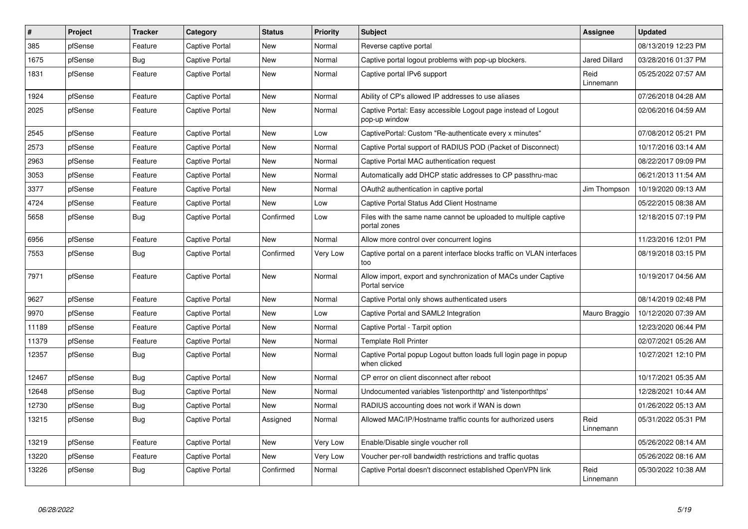| # | Project | Tracker | Category | Status | Priority | Subject | Assignee | Updated |
|---|---|---|---|---|---|---|---|---|
| 385 | pfSense | Feature | Captive Portal | New | Normal | Reverse captive portal | | 08/13/2019 12:23 PM |
| 1675 | pfSense | Bug | Captive Portal | New | Normal | Captive portal logout problems with pop-up blockers. | Jared Dillard | 03/28/2016 01:37 PM |
| 1831 | pfSense | Feature | Captive Portal | New | Normal | Captive portal IPv6 support | Reid Linnemann | 05/25/2022 07:57 AM |
| 1924 | pfSense | Feature | Captive Portal | New | Normal | Ability of CP's allowed IP addresses to use aliases | | 07/26/2018 04:28 AM |
| 2025 | pfSense | Feature | Captive Portal | New | Normal | Captive Portal: Easy accessible Logout page instead of Logout pop-up window | | 02/06/2016 04:59 AM |
| 2545 | pfSense | Feature | Captive Portal | New | Low | CaptivePortal: Custom "Re-authenticate every x minutes" | | 07/08/2012 05:21 PM |
| 2573 | pfSense | Feature | Captive Portal | New | Normal | Captive Portal support of RADIUS POD (Packet of Disconnect) | | 10/17/2016 03:14 AM |
| 2963 | pfSense | Feature | Captive Portal | New | Normal | Captive Portal MAC authentication request | | 08/22/2017 09:09 PM |
| 3053 | pfSense | Feature | Captive Portal | New | Normal | Automatically add DHCP static addresses to CP passthru-mac | | 06/21/2013 11:54 AM |
| 3377 | pfSense | Feature | Captive Portal | New | Normal | OAuth2 authentication in captive portal | Jim Thompson | 10/19/2020 09:13 AM |
| 4724 | pfSense | Feature | Captive Portal | New | Low | Captive Portal Status Add Client Hostname | | 05/22/2015 08:38 AM |
| 5658 | pfSense | Bug | Captive Portal | Confirmed | Low | Files with the same name cannot be uploaded to multiple captive portal zones | | 12/18/2015 07:19 PM |
| 6956 | pfSense | Feature | Captive Portal | New | Normal | Allow more control over concurrent logins | | 11/23/2016 12:01 PM |
| 7553 | pfSense | Bug | Captive Portal | Confirmed | Very Low | Captive portal on a parent interface blocks traffic on VLAN interfaces too | | 08/19/2018 03:15 PM |
| 7971 | pfSense | Feature | Captive Portal | New | Normal | Allow import, export and synchronization of MACs under Captive Portal service | | 10/19/2017 04:56 AM |
| 9627 | pfSense | Feature | Captive Portal | New | Normal | Captive Portal only shows authenticated users | | 08/14/2019 02:48 PM |
| 9970 | pfSense | Feature | Captive Portal | New | Low | Captive Portal and SAML2 Integration | Mauro Braggio | 10/12/2020 07:39 AM |
| 11189 | pfSense | Feature | Captive Portal | New | Normal | Captive Portal - Tarpit option | | 12/23/2020 06:44 PM |
| 11379 | pfSense | Feature | Captive Portal | New | Normal | Template Roll Printer | | 02/07/2021 05:26 AM |
| 12357 | pfSense | Bug | Captive Portal | New | Normal | Captive Portal popup Logout button loads full login page in popup when clicked | | 10/27/2021 12:10 PM |
| 12467 | pfSense | Bug | Captive Portal | New | Normal | CP error on client disconnect after reboot | | 10/17/2021 05:35 AM |
| 12648 | pfSense | Bug | Captive Portal | New | Normal | Undocumented variables 'listenporthttp' and 'listenporthttps' | | 12/28/2021 10:44 AM |
| 12730 | pfSense | Bug | Captive Portal | New | Normal | RADIUS accounting does not work if WAN is down | | 01/26/2022 05:13 AM |
| 13215 | pfSense | Bug | Captive Portal | Assigned | Normal | Allowed MAC/IP/Hostname traffic counts for authorized users | Reid Linnemann | 05/31/2022 05:31 PM |
| 13219 | pfSense | Feature | Captive Portal | New | Very Low | Enable/Disable single voucher roll | | 05/26/2022 08:14 AM |
| 13220 | pfSense | Feature | Captive Portal | New | Very Low | Voucher per-roll bandwidth restrictions and traffic quotas | | 05/26/2022 08:16 AM |
| 13226 | pfSense | Bug | Captive Portal | Confirmed | Normal | Captive Portal doesn't disconnect established OpenVPN link | Reid Linnemann | 05/30/2022 10:38 AM |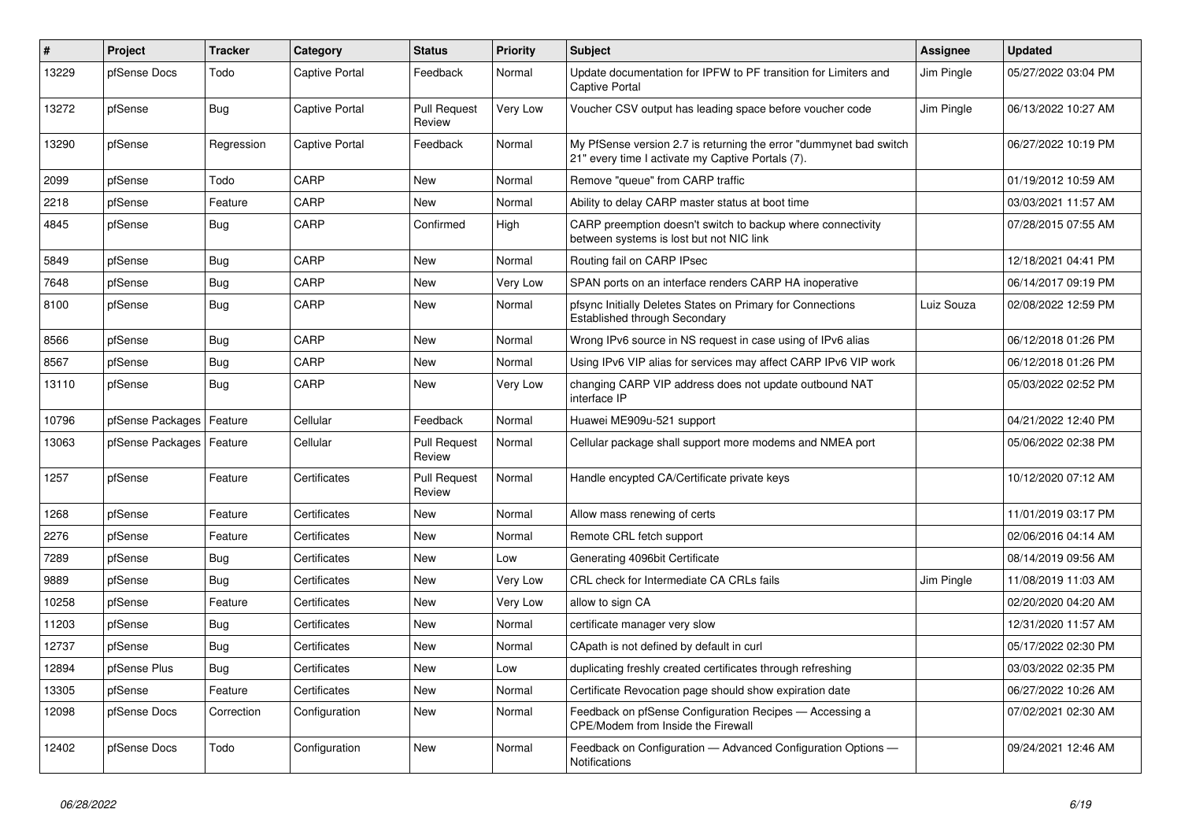| # | Project | Tracker | Category | Status | Priority | Subject | Assignee | Updated |
|---|---|---|---|---|---|---|---|---|
| 13229 | pfSense Docs | Todo | Captive Portal | Feedback | Normal | Update documentation for IPFW to PF transition for Limiters and Captive Portal | Jim Pingle | 05/27/2022 03:04 PM |
| 13272 | pfSense | Bug | Captive Portal | Pull Request Review | Very Low | Voucher CSV output has leading space before voucher code | Jim Pingle | 06/13/2022 10:27 AM |
| 13290 | pfSense | Regression | Captive Portal | Feedback | Normal | My PfSense version 2.7 is returning the error "dummynet bad switch 21" every time I activate my Captive Portals (7). | | 06/27/2022 10:19 PM |
| 2099 | pfSense | Todo | CARP | New | Normal | Remove "queue" from CARP traffic | | 01/19/2012 10:59 AM |
| 2218 | pfSense | Feature | CARP | New | Normal | Ability to delay CARP master status at boot time | | 03/03/2021 11:57 AM |
| 4845 | pfSense | Bug | CARP | Confirmed | High | CARP preemption doesn't switch to backup where connectivity between systems is lost but not NIC link | | 07/28/2015 07:55 AM |
| 5849 | pfSense | Bug | CARP | New | Normal | Routing fail on CARP IPsec | | 12/18/2021 04:41 PM |
| 7648 | pfSense | Bug | CARP | New | Very Low | SPAN ports on an interface renders CARP HA inoperative | | 06/14/2017 09:19 PM |
| 8100 | pfSense | Bug | CARP | New | Normal | pfsync Initially Deletes States on Primary for Connections Established through Secondary | Luiz Souza | 02/08/2022 12:59 PM |
| 8566 | pfSense | Bug | CARP | New | Normal | Wrong IPv6 source in NS request in case using of IPv6 alias | | 06/12/2018 01:26 PM |
| 8567 | pfSense | Bug | CARP | New | Normal | Using IPv6 VIP alias for services may affect CARP IPv6 VIP work | | 06/12/2018 01:26 PM |
| 13110 | pfSense | Bug | CARP | New | Very Low | changing CARP VIP address does not update outbound NAT interface IP | | 05/03/2022 02:52 PM |
| 10796 | pfSense Packages | Feature | Cellular | Feedback | Normal | Huawei ME909u-521 support | | 04/21/2022 12:40 PM |
| 13063 | pfSense Packages | Feature | Cellular | Pull Request Review | Normal | Cellular package shall support more modems and NMEA port | | 05/06/2022 02:38 PM |
| 1257 | pfSense | Feature | Certificates | Pull Request Review | Normal | Handle encypted CA/Certificate private keys | | 10/12/2020 07:12 AM |
| 1268 | pfSense | Feature | Certificates | New | Normal | Allow mass renewing of certs | | 11/01/2019 03:17 PM |
| 2276 | pfSense | Feature | Certificates | New | Normal | Remote CRL fetch support | | 02/06/2016 04:14 AM |
| 7289 | pfSense | Bug | Certificates | New | Low | Generating 4096bit Certificate | | 08/14/2019 09:56 AM |
| 9889 | pfSense | Bug | Certificates | New | Very Low | CRL check for Intermediate CA CRLs fails | Jim Pingle | 11/08/2019 11:03 AM |
| 10258 | pfSense | Feature | Certificates | New | Very Low | allow to sign CA | | 02/20/2020 04:20 AM |
| 11203 | pfSense | Bug | Certificates | New | Normal | certificate manager very slow | | 12/31/2020 11:57 AM |
| 12737 | pfSense | Bug | Certificates | New | Normal | CApath is not defined by default in curl | | 05/17/2022 02:30 PM |
| 12894 | pfSense Plus | Bug | Certificates | New | Low | duplicating freshly created certificates through refreshing | | 03/03/2022 02:35 PM |
| 13305 | pfSense | Feature | Certificates | New | Normal | Certificate Revocation page should show expiration date | | 06/27/2022 10:26 AM |
| 12098 | pfSense Docs | Correction | Configuration | New | Normal | Feedback on pfSense Configuration Recipes — Accessing a CPE/Modem from Inside the Firewall | | 07/02/2021 02:30 AM |
| 12402 | pfSense Docs | Todo | Configuration | New | Normal | Feedback on Configuration — Advanced Configuration Options — Notifications | | 09/24/2021 12:46 AM |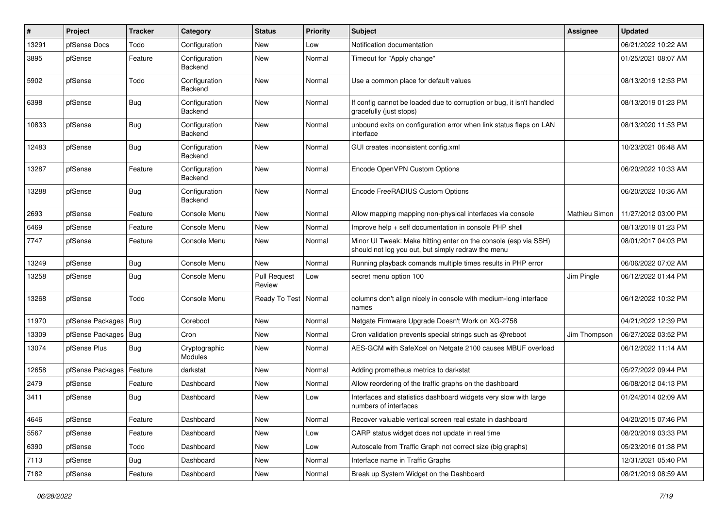| # | Project | Tracker | Category | Status | Priority | Subject | Assignee | Updated |
|---|---|---|---|---|---|---|---|---|
| 13291 | pfSense Docs | Todo | Configuration | New | Low | Notification documentation | | 06/21/2022 10:22 AM |
| 3895 | pfSense | Feature | Configuration Backend | New | Normal | Timeout for "Apply change" | | 01/25/2021 08:07 AM |
| 5902 | pfSense | Todo | Configuration Backend | New | Normal | Use a common place for default values | | 08/13/2019 12:53 PM |
| 6398 | pfSense | Bug | Configuration Backend | New | Normal | If config cannot be loaded due to corruption or bug, it isn't handled gracefully (just stops) | | 08/13/2019 01:23 PM |
| 10833 | pfSense | Bug | Configuration Backend | New | Normal | unbound exits on configuration error when link status flaps on LAN interface | | 08/13/2020 11:53 PM |
| 12483 | pfSense | Bug | Configuration Backend | New | Normal | GUI creates inconsistent config.xml | | 10/23/2021 06:48 AM |
| 13287 | pfSense | Feature | Configuration Backend | New | Normal | Encode OpenVPN Custom Options | | 06/20/2022 10:33 AM |
| 13288 | pfSense | Bug | Configuration Backend | New | Normal | Encode FreeRADIUS Custom Options | | 06/20/2022 10:36 AM |
| 2693 | pfSense | Feature | Console Menu | New | Normal | Allow mapping mapping non-physical interfaces via console | Mathieu Simon | 11/27/2012 03:00 PM |
| 6469 | pfSense | Feature | Console Menu | New | Normal | Improve help + self documentation in console PHP shell | | 08/13/2019 01:23 PM |
| 7747 | pfSense | Feature | Console Menu | New | Normal | Minor UI Tweak: Make hitting enter on the console (esp via SSH) should not log you out, but simply redraw the menu | | 08/01/2017 04:03 PM |
| 13249 | pfSense | Bug | Console Menu | New | Normal | Running playback comands multiple times results in PHP error | | 06/06/2022 07:02 AM |
| 13258 | pfSense | Bug | Console Menu | Pull Request Review | Low | secret menu option 100 | Jim Pingle | 06/12/2022 01:44 PM |
| 13268 | pfSense | Todo | Console Menu | Ready To Test | Normal | columns don't align nicely in console with medium-long interface names | | 06/12/2022 10:32 PM |
| 11970 | pfSense Packages | Bug | Coreboot | New | Normal | Netgate Firmware Upgrade Doesn't Work on XG-2758 | | 04/21/2022 12:39 PM |
| 13309 | pfSense Packages | Bug | Cron | New | Normal | Cron validation prevents special strings such as @reboot | Jim Thompson | 06/27/2022 03:52 PM |
| 13074 | pfSense Plus | Bug | Cryptographic Modules | New | Normal | AES-GCM with SafeXcel on Netgate 2100 causes MBUF overload | | 06/12/2022 11:14 AM |
| 12658 | pfSense Packages | Feature | darkstat | New | Normal | Adding prometheus metrics to darkstat | | 05/27/2022 09:44 PM |
| 2479 | pfSense | Feature | Dashboard | New | Normal | Allow reordering of the traffic graphs on the dashboard | | 06/08/2012 04:13 PM |
| 3411 | pfSense | Bug | Dashboard | New | Low | Interfaces and statistics dashboard widgets very slow with large numbers of interfaces | | 01/24/2014 02:09 AM |
| 4646 | pfSense | Feature | Dashboard | New | Normal | Recover valuable vertical screen real estate in dashboard | | 04/20/2015 07:46 PM |
| 5567 | pfSense | Feature | Dashboard | New | Low | CARP status widget does not update in real time | | 08/20/2019 03:33 PM |
| 6390 | pfSense | Todo | Dashboard | New | Low | Autoscale from Traffic Graph not correct size (big graphs) | | 05/23/2016 01:38 PM |
| 7113 | pfSense | Bug | Dashboard | New | Normal | Interface name in Traffic Graphs | | 12/31/2021 05:40 PM |
| 7182 | pfSense | Feature | Dashboard | New | Normal | Break up System Widget on the Dashboard | | 08/21/2019 08:59 AM |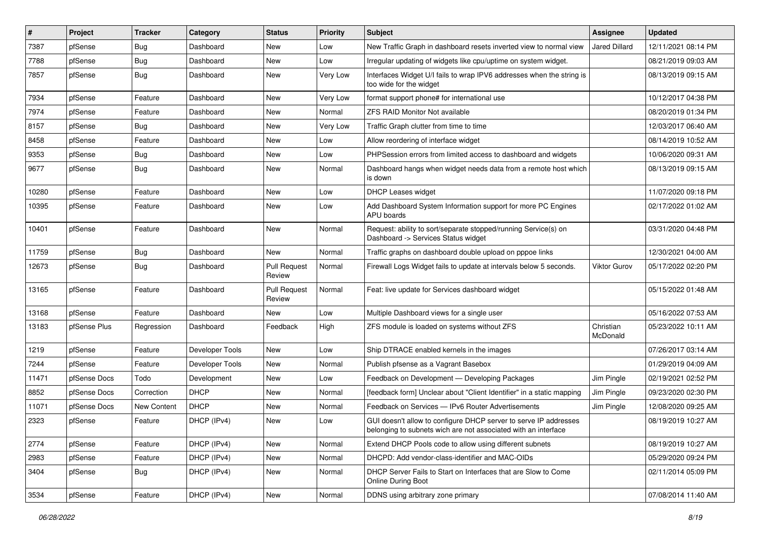| # | Project | Tracker | Category | Status | Priority | Subject | Assignee | Updated |
|---|---|---|---|---|---|---|---|---|
| 7387 | pfSense | Bug | Dashboard | New | Low | New Traffic Graph in dashboard resets inverted view to normal view | Jared Dillard | 12/11/2021 08:14 PM |
| 7788 | pfSense | Bug | Dashboard | New | Low | Irregular updating of widgets like cpu/uptime on system widget. | | 08/21/2019 09:03 AM |
| 7857 | pfSense | Bug | Dashboard | New | Very Low | Interfaces Widget U/I fails to wrap IPV6 addresses when the string is too wide for the widget | | 08/13/2019 09:15 AM |
| 7934 | pfSense | Feature | Dashboard | New | Very Low | format support phone# for international use | | 10/12/2017 04:38 PM |
| 7974 | pfSense | Feature | Dashboard | New | Normal | ZFS RAID Monitor Not available | | 08/20/2019 01:34 PM |
| 8157 | pfSense | Bug | Dashboard | New | Very Low | Traffic Graph clutter from time to time | | 12/03/2017 06:40 AM |
| 8458 | pfSense | Feature | Dashboard | New | Low | Allow reordering of interface widget | | 08/14/2019 10:52 AM |
| 9353 | pfSense | Bug | Dashboard | New | Low | PHPSession errors from limited access to dashboard and widgets | | 10/06/2020 09:31 AM |
| 9677 | pfSense | Bug | Dashboard | New | Normal | Dashboard hangs when widget needs data from a remote host which is down | | 08/13/2019 09:15 AM |
| 10280 | pfSense | Feature | Dashboard | New | Low | DHCP Leases widget | | 11/07/2020 09:18 PM |
| 10395 | pfSense | Feature | Dashboard | New | Low | Add Dashboard System Information support for more PC Engines APU boards | | 02/17/2022 01:02 AM |
| 10401 | pfSense | Feature | Dashboard | New | Normal | Request: ability to sort/separate stopped/running Service(s) on Dashboard -> Services Status widget | | 03/31/2020 04:48 PM |
| 11759 | pfSense | Bug | Dashboard | New | Normal | Traffic graphs on dashboard double upload on pppoe links | | 12/30/2021 04:00 AM |
| 12673 | pfSense | Bug | Dashboard | Pull Request Review | Normal | Firewall Logs Widget fails to update at intervals below 5 seconds. | Viktor Gurov | 05/17/2022 02:20 PM |
| 13165 | pfSense | Feature | Dashboard | Pull Request Review | Normal | Feat: live update for Services dashboard widget | | 05/15/2022 01:48 AM |
| 13168 | pfSense | Feature | Dashboard | New | Low | Multiple Dashboard views for a single user | | 05/16/2022 07:53 AM |
| 13183 | pfSense Plus | Regression | Dashboard | Feedback | High | ZFS module is loaded on systems without ZFS | Christian McDonald | 05/23/2022 10:11 AM |
| 1219 | pfSense | Feature | Developer Tools | New | Low | Ship DTRACE enabled kernels in the images | | 07/26/2017 03:14 AM |
| 7244 | pfSense | Feature | Developer Tools | New | Normal | Publish pfsense as a Vagrant Basebox | | 01/29/2019 04:09 AM |
| 11471 | pfSense Docs | Todo | Development | New | Low | Feedback on Development — Developing Packages | Jim Pingle | 02/19/2021 02:52 PM |
| 8852 | pfSense Docs | Correction | DHCP | New | Normal | [feedback form] Unclear about "Client Identifier" in a static mapping | Jim Pingle | 09/23/2020 02:30 PM |
| 11071 | pfSense Docs | New Content | DHCP | New | Normal | Feedback on Services — IPv6 Router Advertisements | Jim Pingle | 12/08/2020 09:25 AM |
| 2323 | pfSense | Feature | DHCP (IPv4) | New | Low | GUI doesn't allow to configure DHCP server to serve IP addresses belonging to subnets wich are not associated with an interface | | 08/19/2019 10:27 AM |
| 2774 | pfSense | Feature | DHCP (IPv4) | New | Normal | Extend DHCP Pools code to allow using different subnets | | 08/19/2019 10:27 AM |
| 2983 | pfSense | Feature | DHCP (IPv4) | New | Normal | DHCPD: Add vendor-class-identifier and MAC-OIDs | | 05/29/2020 09:24 PM |
| 3404 | pfSense | Bug | DHCP (IPv4) | New | Normal | DHCP Server Fails to Start on Interfaces that are Slow to Come Online During Boot | | 02/11/2014 05:09 PM |
| 3534 | pfSense | Feature | DHCP (IPv4) | New | Normal | DDNS using arbitrary zone primary | | 07/08/2014 11:40 AM |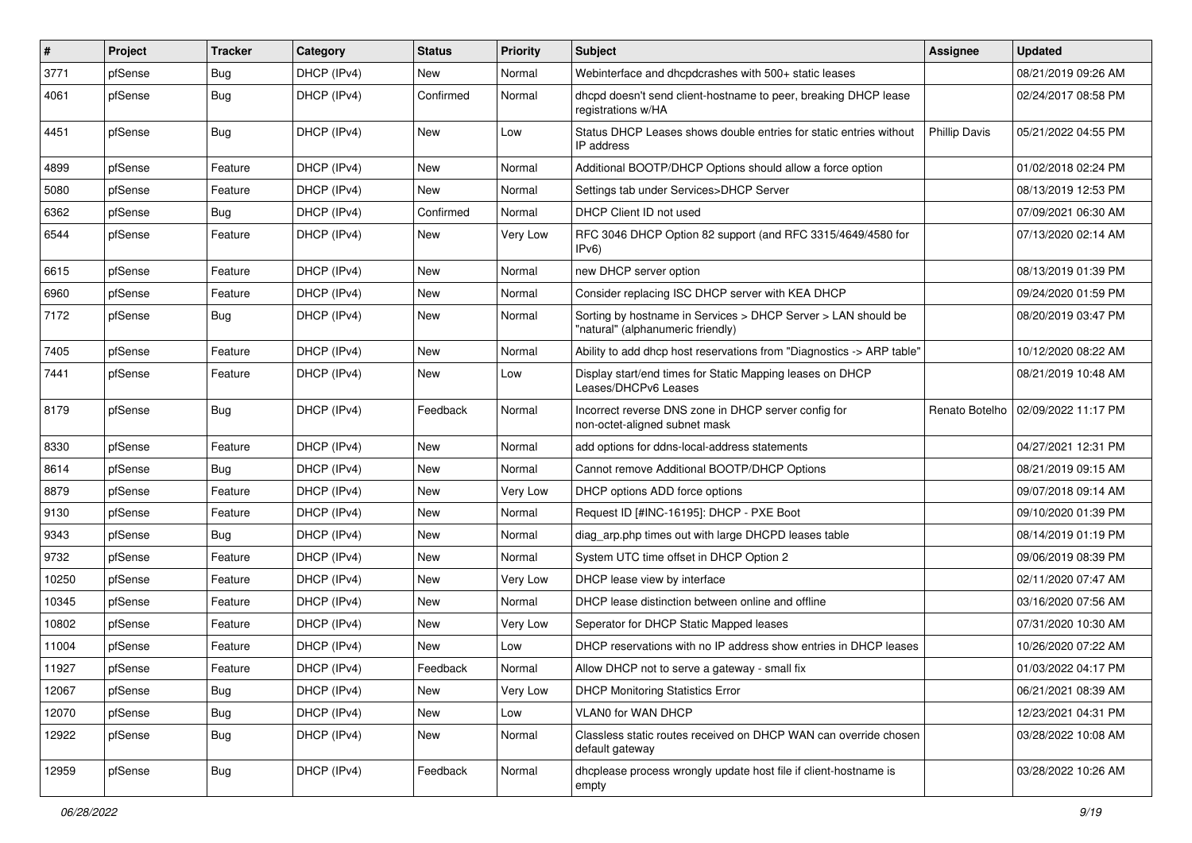| # | Project | Tracker | Category | Status | Priority | Subject | Assignee | Updated |
|---|---|---|---|---|---|---|---|---|
| 3771 | pfSense | Bug | DHCP (IPv4) | New | Normal | Webinterface and dhcpdcrashes with 500+ static leases | | 08/21/2019 09:26 AM |
| 4061 | pfSense | Bug | DHCP (IPv4) | Confirmed | Normal | dhcpd doesn't send client-hostname to peer, breaking DHCP lease registrations w/HA | | 02/24/2017 08:58 PM |
| 4451 | pfSense | Bug | DHCP (IPv4) | New | Low | Status DHCP Leases shows double entries for static entries without IP address | Phillip Davis | 05/21/2022 04:55 PM |
| 4899 | pfSense | Feature | DHCP (IPv4) | New | Normal | Additional BOOTP/DHCP Options should allow a force option | | 01/02/2018 02:24 PM |
| 5080 | pfSense | Feature | DHCP (IPv4) | New | Normal | Settings tab under Services>DHCP Server | | 08/13/2019 12:53 PM |
| 6362 | pfSense | Bug | DHCP (IPv4) | Confirmed | Normal | DHCP Client ID not used | | 07/09/2021 06:30 AM |
| 6544 | pfSense | Feature | DHCP (IPv4) | New | Very Low | RFC 3046 DHCP Option 82 support (and RFC 3315/4649/4580 for IPv6) | | 07/13/2020 02:14 AM |
| 6615 | pfSense | Feature | DHCP (IPv4) | New | Normal | new DHCP server option | | 08/13/2019 01:39 PM |
| 6960 | pfSense | Feature | DHCP (IPv4) | New | Normal | Consider replacing ISC DHCP server with KEA DHCP | | 09/24/2020 01:59 PM |
| 7172 | pfSense | Bug | DHCP (IPv4) | New | Normal | Sorting by hostname in Services > DHCP Server > LAN should be "natural" (alphanumeric friendly) | | 08/20/2019 03:47 PM |
| 7405 | pfSense | Feature | DHCP (IPv4) | New | Normal | Ability to add dhcp host reservations from "Diagnostics -> ARP table" | | 10/12/2020 08:22 AM |
| 7441 | pfSense | Feature | DHCP (IPv4) | New | Low | Display start/end times for Static Mapping leases on DHCP Leases/DHCPv6 Leases | | 08/21/2019 10:48 AM |
| 8179 | pfSense | Bug | DHCP (IPv4) | Feedback | Normal | Incorrect reverse DNS zone in DHCP server config for non-octet-aligned subnet mask | Renato Botelho | 02/09/2022 11:17 PM |
| 8330 | pfSense | Feature | DHCP (IPv4) | New | Normal | add options for ddns-local-address statements | | 04/27/2021 12:31 PM |
| 8614 | pfSense | Bug | DHCP (IPv4) | New | Normal | Cannot remove Additional BOOTP/DHCP Options | | 08/21/2019 09:15 AM |
| 8879 | pfSense | Feature | DHCP (IPv4) | New | Very Low | DHCP options ADD force options | | 09/07/2018 09:14 AM |
| 9130 | pfSense | Feature | DHCP (IPv4) | New | Normal | Request ID [#INC-16195]: DHCP - PXE Boot | | 09/10/2020 01:39 PM |
| 9343 | pfSense | Bug | DHCP (IPv4) | New | Normal | diag_arp.php times out with large DHCPD leases table | | 08/14/2019 01:19 PM |
| 9732 | pfSense | Feature | DHCP (IPv4) | New | Normal | System UTC time offset in DHCP Option 2 | | 09/06/2019 08:39 PM |
| 10250 | pfSense | Feature | DHCP (IPv4) | New | Very Low | DHCP lease view by interface | | 02/11/2020 07:47 AM |
| 10345 | pfSense | Feature | DHCP (IPv4) | New | Normal | DHCP lease distinction between online and offline | | 03/16/2020 07:56 AM |
| 10802 | pfSense | Feature | DHCP (IPv4) | New | Very Low | Seperator for DHCP Static Mapped leases | | 07/31/2020 10:30 AM |
| 11004 | pfSense | Feature | DHCP (IPv4) | New | Low | DHCP reservations with no IP address show entries in DHCP leases | | 10/26/2020 07:22 AM |
| 11927 | pfSense | Feature | DHCP (IPv4) | Feedback | Normal | Allow DHCP not to serve a gateway - small fix | | 01/03/2022 04:17 PM |
| 12067 | pfSense | Bug | DHCP (IPv4) | New | Very Low | DHCP Monitoring Statistics Error | | 06/21/2021 08:39 AM |
| 12070 | pfSense | Bug | DHCP (IPv4) | New | Low | VLAN0 for WAN DHCP | | 12/23/2021 04:31 PM |
| 12922 | pfSense | Bug | DHCP (IPv4) | New | Normal | Classless static routes received on DHCP WAN can override chosen default gateway | | 03/28/2022 10:08 AM |
| 12959 | pfSense | Bug | DHCP (IPv4) | Feedback | Normal | dhcplease process wrongly update host file if client-hostname is empty | | 03/28/2022 10:26 AM |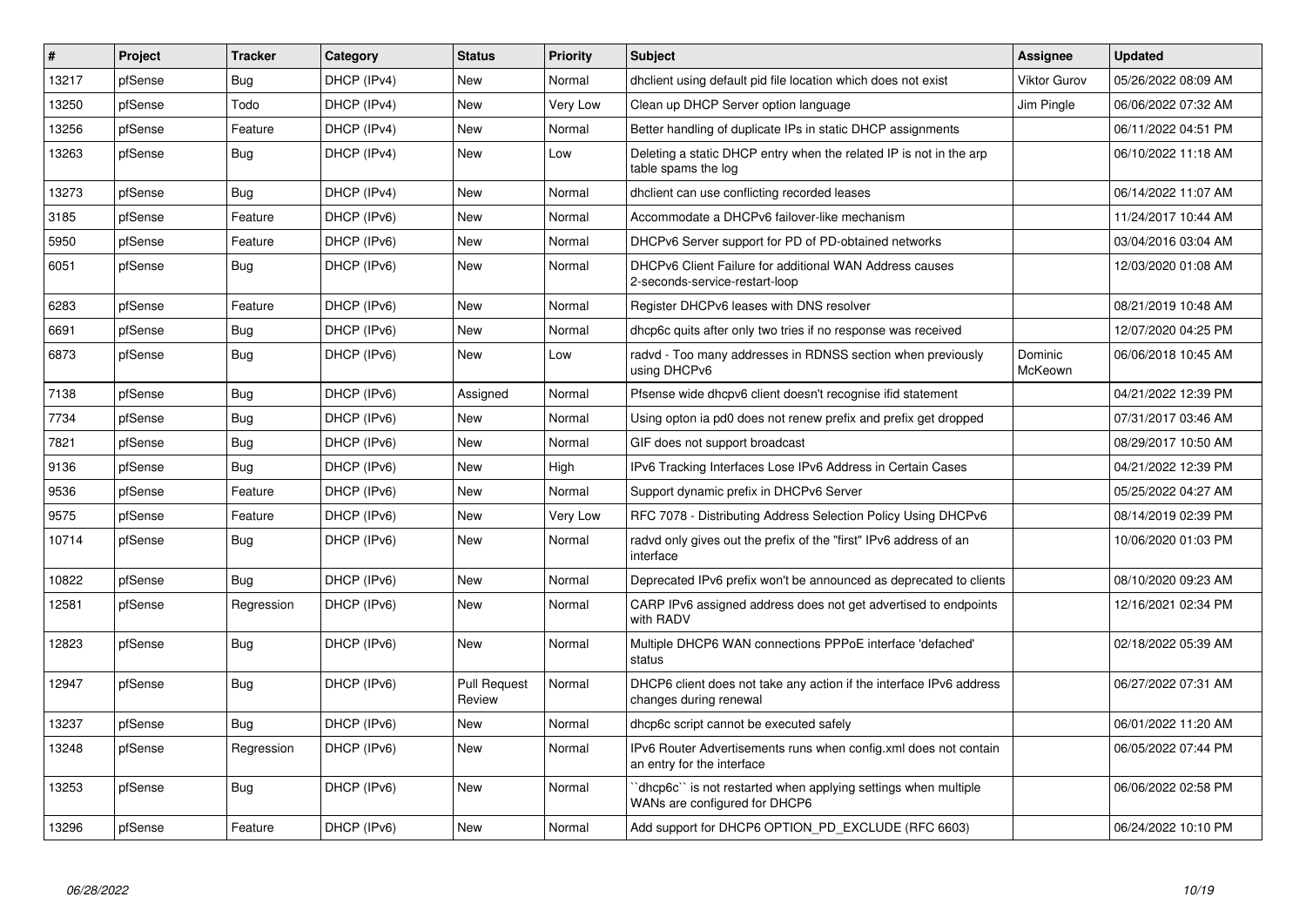| # | Project | Tracker | Category | Status | Priority | Subject | Assignee | Updated |
|---|---|---|---|---|---|---|---|---|
| 13217 | pfSense | Bug | DHCP (IPv4) | New | Normal | dhclient using default pid file location which does not exist | Viktor Gurov | 05/26/2022 08:09 AM |
| 13250 | pfSense | Todo | DHCP (IPv4) | New | Very Low | Clean up DHCP Server option language | Jim Pingle | 06/06/2022 07:32 AM |
| 13256 | pfSense | Feature | DHCP (IPv4) | New | Normal | Better handling of duplicate IPs in static DHCP assignments | | 06/11/2022 04:51 PM |
| 13263 | pfSense | Bug | DHCP (IPv4) | New | Low | Deleting a static DHCP entry when the related IP is not in the arp table spams the log | | 06/10/2022 11:18 AM |
| 13273 | pfSense | Bug | DHCP (IPv4) | New | Normal | dhclient can use conflicting recorded leases | | 06/14/2022 11:07 AM |
| 3185 | pfSense | Feature | DHCP (IPv6) | New | Normal | Accommodate a DHCPv6 failover-like mechanism | | 11/24/2017 10:44 AM |
| 5950 | pfSense | Feature | DHCP (IPv6) | New | Normal | DHCPv6 Server support for PD of PD-obtained networks | | 03/04/2016 03:04 AM |
| 6051 | pfSense | Bug | DHCP (IPv6) | New | Normal | DHCPv6 Client Failure for additional WAN Address causes 2-seconds-service-restart-loop | | 12/03/2020 01:08 AM |
| 6283 | pfSense | Feature | DHCP (IPv6) | New | Normal | Register DHCPv6 leases with DNS resolver | | 08/21/2019 10:48 AM |
| 6691 | pfSense | Bug | DHCP (IPv6) | New | Normal | dhcp6c quits after only two tries if no response was received | | 12/07/2020 04:25 PM |
| 6873 | pfSense | Bug | DHCP (IPv6) | New | Low | radvd - Too many addresses in RDNSS section when previously using DHCPv6 | Dominic McKeown | 06/06/2018 10:45 AM |
| 7138 | pfSense | Bug | DHCP (IPv6) | Assigned | Normal | Pfsense wide dhcpv6 client doesn't recognise ifid statement | | 04/21/2022 12:39 PM |
| 7734 | pfSense | Bug | DHCP (IPv6) | New | Normal | Using opton ia pd0 does not renew prefix and prefix get dropped | | 07/31/2017 03:46 AM |
| 7821 | pfSense | Bug | DHCP (IPv6) | New | Normal | GIF does not support broadcast | | 08/29/2017 10:50 AM |
| 9136 | pfSense | Bug | DHCP (IPv6) | New | High | IPv6 Tracking Interfaces Lose IPv6 Address in Certain Cases | | 04/21/2022 12:39 PM |
| 9536 | pfSense | Feature | DHCP (IPv6) | New | Normal | Support dynamic prefix in DHCPv6 Server | | 05/25/2022 04:27 AM |
| 9575 | pfSense | Feature | DHCP (IPv6) | New | Very Low | RFC 7078 - Distributing Address Selection Policy Using DHCPv6 | | 08/14/2019 02:39 PM |
| 10714 | pfSense | Bug | DHCP (IPv6) | New | Normal | radvd only gives out the prefix of the "first" IPv6 address of an interface | | 10/06/2020 01:03 PM |
| 10822 | pfSense | Bug | DHCP (IPv6) | New | Normal | Deprecated IPv6 prefix won't be announced as deprecated to clients | | 08/10/2020 09:23 AM |
| 12581 | pfSense | Regression | DHCP (IPv6) | New | Normal | CARP IPv6 assigned address does not get advertised to endpoints with RADV | | 12/16/2021 02:34 PM |
| 12823 | pfSense | Bug | DHCP (IPv6) | New | Normal | Multiple DHCP6 WAN connections PPPoE interface 'defached' status | | 02/18/2022 05:39 AM |
| 12947 | pfSense | Bug | DHCP (IPv6) | Pull Request Review | Normal | DHCP6 client does not take any action if the interface IPv6 address changes during renewal | | 06/27/2022 07:31 AM |
| 13237 | pfSense | Bug | DHCP (IPv6) | New | Normal | dhcp6c script cannot be executed safely | | 06/01/2022 11:20 AM |
| 13248 | pfSense | Regression | DHCP (IPv6) | New | Normal | IPv6 Router Advertisements runs when config.xml does not contain an entry for the interface | | 06/05/2022 07:44 PM |
| 13253 | pfSense | Bug | DHCP (IPv6) | New | Normal | ``dhcp6c`` is not restarted when applying settings when multiple WANs are configured for DHCP6 | | 06/06/2022 02:58 PM |
| 13296 | pfSense | Feature | DHCP (IPv6) | New | Normal | Add support for DHCP6 OPTION_PD_EXCLUDE (RFC 6603) | | 06/24/2022 10:10 PM |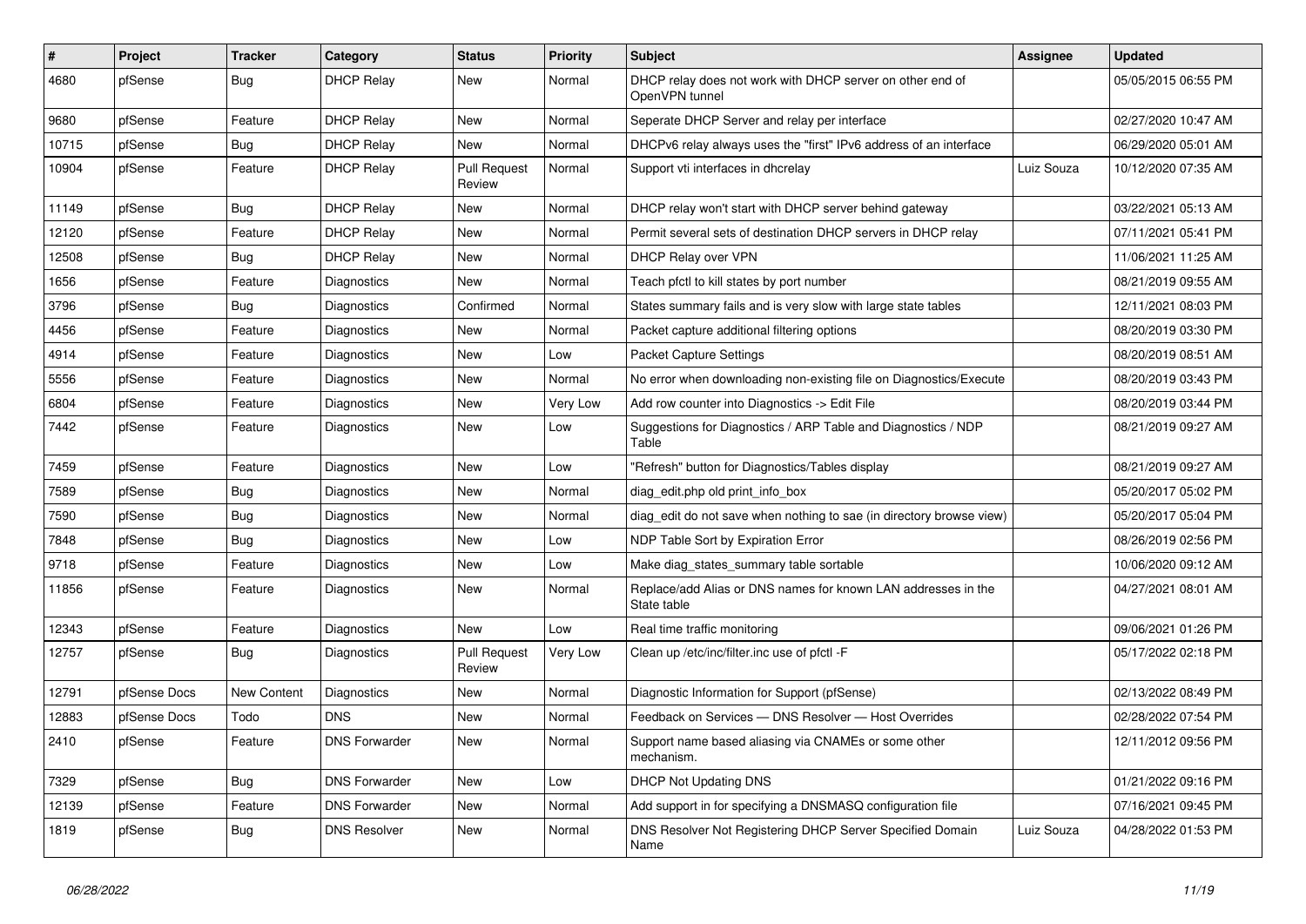| # | Project | Tracker | Category | Status | Priority | Subject | Assignee | Updated |
|---|---|---|---|---|---|---|---|---|
| 4680 | pfSense | Bug | DHCP Relay | New | Normal | DHCP relay does not work with DHCP server on other end of OpenVPN tunnel | | 05/05/2015 06:55 PM |
| 9680 | pfSense | Feature | DHCP Relay | New | Normal | Seperate DHCP Server and relay per interface | | 02/27/2020 10:47 AM |
| 10715 | pfSense | Bug | DHCP Relay | New | Normal | DHCPv6 relay always uses the "first" IPv6 address of an interface | | 06/29/2020 05:01 AM |
| 10904 | pfSense | Feature | DHCP Relay | Pull Request Review | Normal | Support vti interfaces in dhcrelay | Luiz Souza | 10/12/2020 07:35 AM |
| 11149 | pfSense | Bug | DHCP Relay | New | Normal | DHCP relay won't start with DHCP server behind gateway | | 03/22/2021 05:13 AM |
| 12120 | pfSense | Feature | DHCP Relay | New | Normal | Permit several sets of destination DHCP servers in DHCP relay | | 07/11/2021 05:41 PM |
| 12508 | pfSense | Bug | DHCP Relay | New | Normal | DHCP Relay over VPN | | 11/06/2021 11:25 AM |
| 1656 | pfSense | Feature | Diagnostics | New | Normal | Teach pfctl to kill states by port number | | 08/21/2019 09:55 AM |
| 3796 | pfSense | Bug | Diagnostics | Confirmed | Normal | States summary fails and is very slow with large state tables | | 12/11/2021 08:03 PM |
| 4456 | pfSense | Feature | Diagnostics | New | Normal | Packet capture additional filtering options | | 08/20/2019 03:30 PM |
| 4914 | pfSense | Feature | Diagnostics | New | Low | Packet Capture Settings | | 08/20/2019 08:51 AM |
| 5556 | pfSense | Feature | Diagnostics | New | Normal | No error when downloading non-existing file on Diagnostics/Execute | | 08/20/2019 03:43 PM |
| 6804 | pfSense | Feature | Diagnostics | New | Very Low | Add row counter into Diagnostics -> Edit File | | 08/20/2019 03:44 PM |
| 7442 | pfSense | Feature | Diagnostics | New | Low | Suggestions for Diagnostics / ARP Table and Diagnostics / NDP Table | | 08/21/2019 09:27 AM |
| 7459 | pfSense | Feature | Diagnostics | New | Low | "Refresh" button for Diagnostics/Tables display | | 08/21/2019 09:27 AM |
| 7589 | pfSense | Bug | Diagnostics | New | Normal | diag_edit.php old print_info_box | | 05/20/2017 05:02 PM |
| 7590 | pfSense | Bug | Diagnostics | New | Normal | diag_edit do not save when nothing to sae (in directory browse view) | | 05/20/2017 05:04 PM |
| 7848 | pfSense | Bug | Diagnostics | New | Low | NDP Table Sort by Expiration Error | | 08/26/2019 02:56 PM |
| 9718 | pfSense | Feature | Diagnostics | New | Low | Make diag_states_summary table sortable | | 10/06/2020 09:12 AM |
| 11856 | pfSense | Feature | Diagnostics | New | Normal | Replace/add Alias or DNS names for known LAN addresses in the State table | | 04/27/2021 08:01 AM |
| 12343 | pfSense | Feature | Diagnostics | New | Low | Real time traffic monitoring | | 09/06/2021 01:26 PM |
| 12757 | pfSense | Bug | Diagnostics | Pull Request Review | Very Low | Clean up /etc/inc/filter.inc use of pfctl -F | | 05/17/2022 02:18 PM |
| 12791 | pfSense Docs | New Content | Diagnostics | New | Normal | Diagnostic Information for Support (pfSense) | | 02/13/2022 08:49 PM |
| 12883 | pfSense Docs | Todo | DNS | New | Normal | Feedback on Services — DNS Resolver — Host Overrides | | 02/28/2022 07:54 PM |
| 2410 | pfSense | Feature | DNS Forwarder | New | Normal | Support name based aliasing via CNAMEs or some other mechanism. | | 12/11/2012 09:56 PM |
| 7329 | pfSense | Bug | DNS Forwarder | New | Low | DHCP Not Updating DNS | | 01/21/2022 09:16 PM |
| 12139 | pfSense | Feature | DNS Forwarder | New | Normal | Add support in for specifying a DNSMASQ configuration file | | 07/16/2021 09:45 PM |
| 1819 | pfSense | Bug | DNS Resolver | New | Normal | DNS Resolver Not Registering DHCP Server Specified Domain Name | Luiz Souza | 04/28/2022 01:53 PM |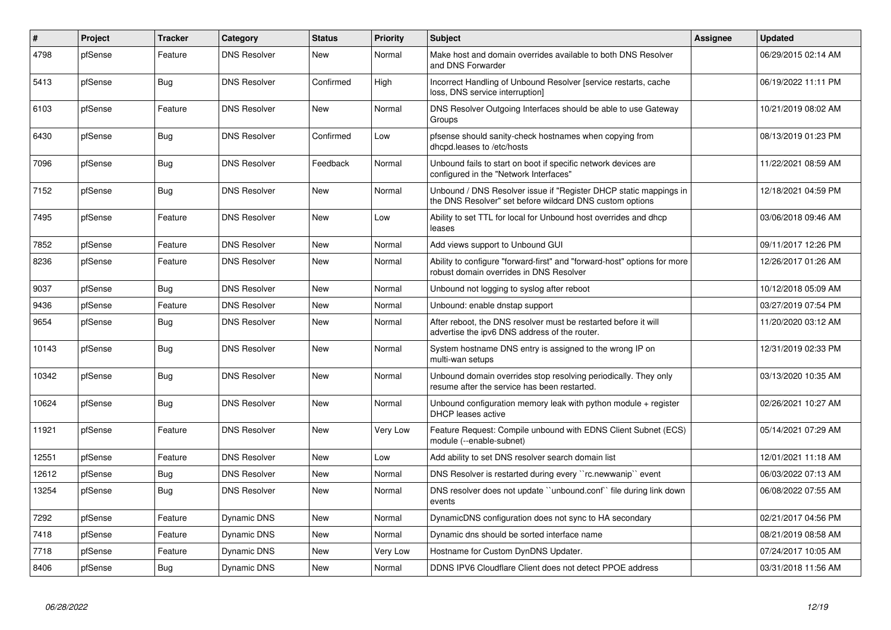| # | Project | Tracker | Category | Status | Priority | Subject | Assignee | Updated |
|---|---|---|---|---|---|---|---|---|
| 4798 | pfSense | Feature | DNS Resolver | New | Normal | Make host and domain overrides available to both DNS Resolver and DNS Forwarder | | 06/29/2015 02:14 AM |
| 5413 | pfSense | Bug | DNS Resolver | Confirmed | High | Incorrect Handling of Unbound Resolver [service restarts, cache loss, DNS service interruption] | | 06/19/2022 11:11 PM |
| 6103 | pfSense | Feature | DNS Resolver | New | Normal | DNS Resolver Outgoing Interfaces should be able to use Gateway Groups | | 10/21/2019 08:02 AM |
| 6430 | pfSense | Bug | DNS Resolver | Confirmed | Low | pfsense should sanity-check hostnames when copying from dhcpd.leases to /etc/hosts | | 08/13/2019 01:23 PM |
| 7096 | pfSense | Bug | DNS Resolver | Feedback | Normal | Unbound fails to start on boot if specific network devices are configured in the "Network Interfaces" | | 11/22/2021 08:59 AM |
| 7152 | pfSense | Bug | DNS Resolver | New | Normal | Unbound / DNS Resolver issue if "Register DHCP static mappings in the DNS Resolver" set before wildcard DNS custom options | | 12/18/2021 04:59 PM |
| 7495 | pfSense | Feature | DNS Resolver | New | Low | Ability to set TTL for local for Unbound host overrides and dhcp leases | | 03/06/2018 09:46 AM |
| 7852 | pfSense | Feature | DNS Resolver | New | Normal | Add views support to Unbound GUI | | 09/11/2017 12:26 PM |
| 8236 | pfSense | Feature | DNS Resolver | New | Normal | Ability to configure "forward-first" and "forward-host" options for more robust domain overrides in DNS Resolver | | 12/26/2017 01:26 AM |
| 9037 | pfSense | Bug | DNS Resolver | New | Normal | Unbound not logging to syslog after reboot | | 10/12/2018 05:09 AM |
| 9436 | pfSense | Feature | DNS Resolver | New | Normal | Unbound: enable dnstap support | | 03/27/2019 07:54 PM |
| 9654 | pfSense | Bug | DNS Resolver | New | Normal | After reboot, the DNS resolver must be restarted before it will advertise the ipv6 DNS address of the router. | | 11/20/2020 03:12 AM |
| 10143 | pfSense | Bug | DNS Resolver | New | Normal | System hostname DNS entry is assigned to the wrong IP on multi-wan setups | | 12/31/2019 02:33 PM |
| 10342 | pfSense | Bug | DNS Resolver | New | Normal | Unbound domain overrides stop resolving periodically. They only resume after the service has been restarted. | | 03/13/2020 10:35 AM |
| 10624 | pfSense | Bug | DNS Resolver | New | Normal | Unbound configuration memory leak with python module + register DHCP leases active | | 02/26/2021 10:27 AM |
| 11921 | pfSense | Feature | DNS Resolver | New | Very Low | Feature Request: Compile unbound with EDNS Client Subnet (ECS) module (--enable-subnet) | | 05/14/2021 07:29 AM |
| 12551 | pfSense | Feature | DNS Resolver | New | Low | Add ability to set DNS resolver search domain list | | 12/01/2021 11:18 AM |
| 12612 | pfSense | Bug | DNS Resolver | New | Normal | DNS Resolver is restarted during every ``rc.newwanip`` event | | 06/03/2022 07:13 AM |
| 13254 | pfSense | Bug | DNS Resolver | New | Normal | DNS resolver does not update ``unbound.conf`` file during link down events | | 06/08/2022 07:55 AM |
| 7292 | pfSense | Feature | Dynamic DNS | New | Normal | DynamicDNS configuration does not sync to HA secondary | | 02/21/2017 04:56 PM |
| 7418 | pfSense | Feature | Dynamic DNS | New | Normal | Dynamic dns should be sorted interface name | | 08/21/2019 08:58 AM |
| 7718 | pfSense | Feature | Dynamic DNS | New | Very Low | Hostname for Custom DynDNS Updater. | | 07/24/2017 10:05 AM |
| 8406 | pfSense | Bug | Dynamic DNS | New | Normal | DDNS IPV6 Cloudflare Client does not detect PPOE address | | 03/31/2018 11:56 AM |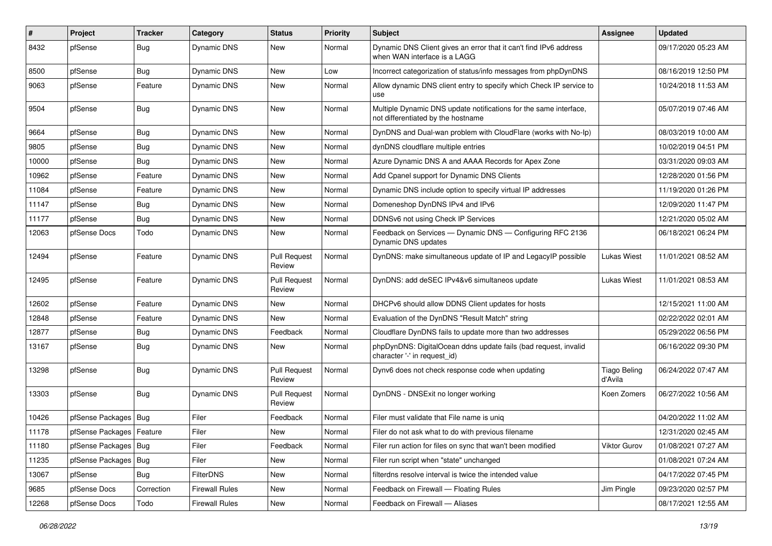| # | Project | Tracker | Category | Status | Priority | Subject | Assignee | Updated |
|---|---|---|---|---|---|---|---|---|
| 8432 | pfSense | Bug | Dynamic DNS | New | Normal | Dynamic DNS Client gives an error that it can't find IPv6 address when WAN interface is a LAGG | | 09/17/2020 05:23 AM |
| 8500 | pfSense | Bug | Dynamic DNS | New | Low | Incorrect categorization of status/info messages from phpDynDNS | | 08/16/2019 12:50 PM |
| 9063 | pfSense | Feature | Dynamic DNS | New | Normal | Allow dynamic DNS client entry to specify which Check IP service to use | | 10/24/2018 11:53 AM |
| 9504 | pfSense | Bug | Dynamic DNS | New | Normal | Multiple Dynamic DNS update notifications for the same interface, not differentiated by the hostname | | 05/07/2019 07:46 AM |
| 9664 | pfSense | Bug | Dynamic DNS | New | Normal | DynDNS and Dual-wan problem with CloudFlare (works with No-Ip) | | 08/03/2019 10:00 AM |
| 9805 | pfSense | Bug | Dynamic DNS | New | Normal | dynDNS cloudflare multiple entries | | 10/02/2019 04:51 PM |
| 10000 | pfSense | Bug | Dynamic DNS | New | Normal | Azure Dynamic DNS A and AAAA Records for Apex Zone | | 03/31/2020 09:03 AM |
| 10962 | pfSense | Feature | Dynamic DNS | New | Normal | Add Cpanel support for Dynamic DNS Clients | | 12/28/2020 01:56 PM |
| 11084 | pfSense | Feature | Dynamic DNS | New | Normal | Dynamic DNS include option to specify virtual IP addresses | | 11/19/2020 01:26 PM |
| 11147 | pfSense | Bug | Dynamic DNS | New | Normal | Domeneshop DynDNS IPv4 and IPv6 | | 12/09/2020 11:47 PM |
| 11177 | pfSense | Bug | Dynamic DNS | New | Normal | DDNSv6 not using Check IP Services | | 12/21/2020 05:02 AM |
| 12063 | pfSense Docs | Todo | Dynamic DNS | New | Normal | Feedback on Services — Dynamic DNS — Configuring RFC 2136 Dynamic DNS updates | | 06/18/2021 06:24 PM |
| 12494 | pfSense | Feature | Dynamic DNS | Pull Request Review | Normal | DynDNS: make simultaneous update of IP and LegacyIP possible | Lukas Wiest | 11/01/2021 08:52 AM |
| 12495 | pfSense | Feature | Dynamic DNS | Pull Request Review | Normal | DynDNS: add deSEC IPv4&v6 simultaneos update | Lukas Wiest | 11/01/2021 08:53 AM |
| 12602 | pfSense | Feature | Dynamic DNS | New | Normal | DHCPv6 should allow DDNS Client updates for hosts | | 12/15/2021 11:00 AM |
| 12848 | pfSense | Feature | Dynamic DNS | New | Normal | Evaluation of the DynDNS "Result Match" string | | 02/22/2022 02:01 AM |
| 12877 | pfSense | Bug | Dynamic DNS | Feedback | Normal | Cloudflare DynDNS fails to update more than two addresses | | 05/29/2022 06:56 PM |
| 13167 | pfSense | Bug | Dynamic DNS | New | Normal | phpDynDNS: DigitalOcean ddns update fails (bad request, invalid character '-' in request_id) | | 06/16/2022 09:30 PM |
| 13298 | pfSense | Bug | Dynamic DNS | Pull Request Review | Normal | Dynv6 does not check response code when updating | Tiago Beling d'Avila | 06/24/2022 07:47 AM |
| 13303 | pfSense | Bug | Dynamic DNS | Pull Request Review | Normal | DynDNS - DNSExit no longer working | Koen Zomers | 06/27/2022 10:56 AM |
| 10426 | pfSense Packages | Bug | Filer | Feedback | Normal | Filer must validate that File name is uniq | | 04/20/2022 11:02 AM |
| 11178 | pfSense Packages | Feature | Filer | New | Normal | Filer do not ask what to do with previous filename | | 12/31/2020 02:45 AM |
| 11180 | pfSense Packages | Bug | Filer | Feedback | Normal | Filer run action for files on sync that wan't been modified | Viktor Gurov | 01/08/2021 07:27 AM |
| 11235 | pfSense Packages | Bug | Filer | New | Normal | Filer run script when "state" unchanged | | 01/08/2021 07:24 AM |
| 13067 | pfSense | Bug | FilterDNS | New | Normal | filterdns resolve interval is twice the intended value | | 04/17/2022 07:45 PM |
| 9685 | pfSense Docs | Correction | Firewall Rules | New | Normal | Feedback on Firewall — Floating Rules | Jim Pingle | 09/23/2020 02:57 PM |
| 12268 | pfSense Docs | Todo | Firewall Rules | New | Normal | Feedback on Firewall — Aliases | | 08/17/2021 12:55 AM |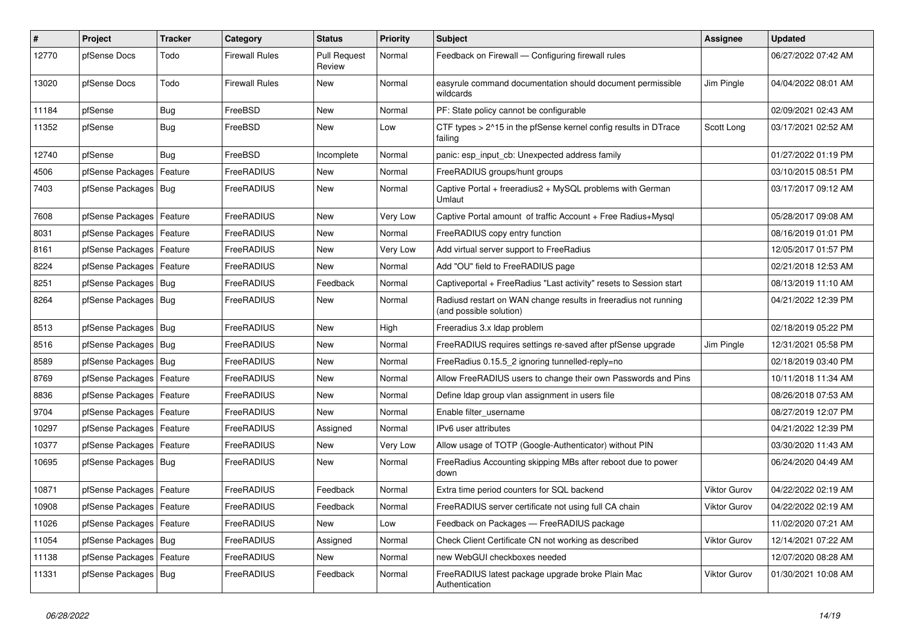| # | Project | Tracker | Category | Status | Priority | Subject | Assignee | Updated |
|---|---|---|---|---|---|---|---|---|
| 12770 | pfSense Docs | Todo | Firewall Rules | Pull Request Review | Normal | Feedback on Firewall — Configuring firewall rules | | 06/27/2022 07:42 AM |
| 13020 | pfSense Docs | Todo | Firewall Rules | New | Normal | easyrule command documentation should document permissible wildcards | Jim Pingle | 04/04/2022 08:01 AM |
| 11184 | pfSense | Bug | FreeBSD | New | Normal | PF: State policy cannot be configurable | | 02/09/2021 02:43 AM |
| 11352 | pfSense | Bug | FreeBSD | New | Low | CTF types > 2^15 in the pfSense kernel config results in DTrace failing | Scott Long | 03/17/2021 02:52 AM |
| 12740 | pfSense | Bug | FreeBSD | Incomplete | Normal | panic: esp_input_cb: Unexpected address family | | 01/27/2022 01:19 PM |
| 4506 | pfSense Packages | Feature | FreeRADIUS | New | Normal | FreeRADIUS groups/hunt groups | | 03/10/2015 08:51 PM |
| 7403 | pfSense Packages | Bug | FreeRADIUS | New | Normal | Captive Portal + freeradius2 + MySQL problems with German Umlaut | | 03/17/2017 09:12 AM |
| 7608 | pfSense Packages | Feature | FreeRADIUS | New | Very Low | Captive Portal amount of traffic Account + Free Radius+Mysql | | 05/28/2017 09:08 AM |
| 8031 | pfSense Packages | Feature | FreeRADIUS | New | Normal | FreeRADIUS copy entry function | | 08/16/2019 01:01 PM |
| 8161 | pfSense Packages | Feature | FreeRADIUS | New | Very Low | Add virtual server support to FreeRadius | | 12/05/2017 01:57 PM |
| 8224 | pfSense Packages | Feature | FreeRADIUS | New | Normal | Add "OU" field to FreeRADIUS page | | 02/21/2018 12:53 AM |
| 8251 | pfSense Packages | Bug | FreeRADIUS | Feedback | Normal | Captiveportal + FreeRadius "Last activity" resets to Session start | | 08/13/2019 11:10 AM |
| 8264 | pfSense Packages | Bug | FreeRADIUS | New | Normal | Radiusd restart on WAN change results in freeradius not running (and possible solution) | | 04/21/2022 12:39 PM |
| 8513 | pfSense Packages | Bug | FreeRADIUS | New | High | Freeradius 3.x ldap problem | | 02/18/2019 05:22 PM |
| 8516 | pfSense Packages | Bug | FreeRADIUS | New | Normal | FreeRADIUS requires settings re-saved after pfSense upgrade | Jim Pingle | 12/31/2021 05:58 PM |
| 8589 | pfSense Packages | Bug | FreeRADIUS | New | Normal | FreeRadius 0.15.5_2 ignoring tunnelled-reply=no | | 02/18/2019 03:40 PM |
| 8769 | pfSense Packages | Feature | FreeRADIUS | New | Normal | Allow FreeRADIUS users to change their own Passwords and Pins | | 10/11/2018 11:34 AM |
| 8836 | pfSense Packages | Feature | FreeRADIUS | New | Normal | Define ldap group vlan assignment in users file | | 08/26/2018 07:53 AM |
| 9704 | pfSense Packages | Feature | FreeRADIUS | New | Normal | Enable filter_username | | 08/27/2019 12:07 PM |
| 10297 | pfSense Packages | Feature | FreeRADIUS | Assigned | Normal | IPv6 user attributes | | 04/21/2022 12:39 PM |
| 10377 | pfSense Packages | Feature | FreeRADIUS | New | Very Low | Allow usage of TOTP (Google-Authenticator) without PIN | | 03/30/2020 11:43 AM |
| 10695 | pfSense Packages | Bug | FreeRADIUS | New | Normal | FreeRadius Accounting skipping MBs after reboot due to power down | | 06/24/2020 04:49 AM |
| 10871 | pfSense Packages | Feature | FreeRADIUS | Feedback | Normal | Extra time period counters for SQL backend | Viktor Gurov | 04/22/2022 02:19 AM |
| 10908 | pfSense Packages | Feature | FreeRADIUS | Feedback | Normal | FreeRADIUS server certificate not using full CA chain | Viktor Gurov | 04/22/2022 02:19 AM |
| 11026 | pfSense Packages | Feature | FreeRADIUS | New | Low | Feedback on Packages — FreeRADIUS package | | 11/02/2020 07:21 AM |
| 11054 | pfSense Packages | Bug | FreeRADIUS | Assigned | Normal | Check Client Certificate CN not working as described | Viktor Gurov | 12/14/2021 07:22 AM |
| 11138 | pfSense Packages | Feature | FreeRADIUS | New | Normal | new WebGUI checkboxes needed | | 12/07/2020 08:28 AM |
| 11331 | pfSense Packages | Bug | FreeRADIUS | Feedback | Normal | FreeRADIUS latest package upgrade broke Plain Mac Authentication | Viktor Gurov | 01/30/2021 10:08 AM |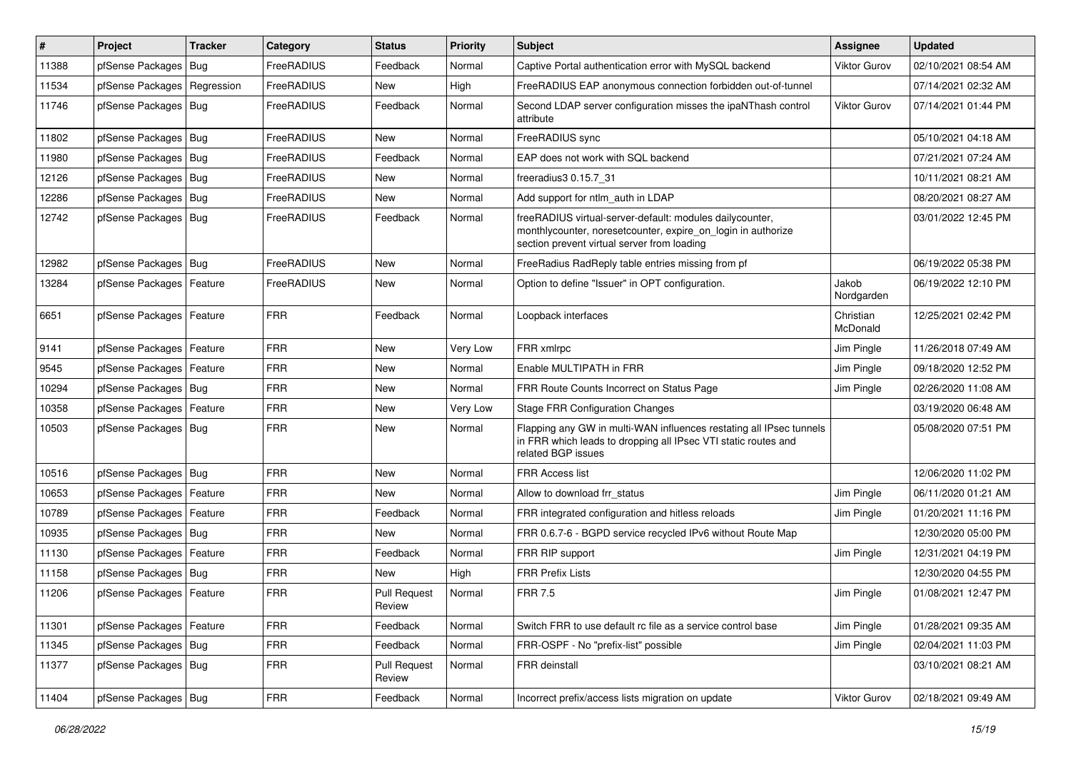| # | Project | Tracker | Category | Status | Priority | Subject | Assignee | Updated |
|---|---|---|---|---|---|---|---|---|
| 11388 | pfSense Packages | Bug | FreeRADIUS | Feedback | Normal | Captive Portal authentication error with MySQL backend | Viktor Gurov | 02/10/2021 08:54 AM |
| 11534 | pfSense Packages | Regression | FreeRADIUS | New | High | FreeRADIUS EAP anonymous connection forbidden out-of-tunnel | | 07/14/2021 02:32 AM |
| 11746 | pfSense Packages | Bug | FreeRADIUS | Feedback | Normal | Second LDAP server configuration misses the ipaNThash control attribute | Viktor Gurov | 07/14/2021 01:44 PM |
| 11802 | pfSense Packages | Bug | FreeRADIUS | New | Normal | FreeRADIUS sync | | 05/10/2021 04:18 AM |
| 11980 | pfSense Packages | Bug | FreeRADIUS | Feedback | Normal | EAP does not work with SQL backend | | 07/21/2021 07:24 AM |
| 12126 | pfSense Packages | Bug | FreeRADIUS | New | Normal | freeradius3 0.15.7_31 | | 10/11/2021 08:21 AM |
| 12286 | pfSense Packages | Bug | FreeRADIUS | New | Normal | Add support for ntlm_auth in LDAP | | 08/20/2021 08:27 AM |
| 12742 | pfSense Packages | Bug | FreeRADIUS | Feedback | Normal | freeRADIUS virtual-server-default: modules dailycounter, monthlycounter, noresetcounter, expire_on_login in authorize section prevent virtual server from loading | | 03/01/2022 12:45 PM |
| 12982 | pfSense Packages | Bug | FreeRADIUS | New | Normal | FreeRadius RadReply table entries missing from pf | | 06/19/2022 05:38 PM |
| 13284 | pfSense Packages | Feature | FreeRADIUS | New | Normal | Option to define "Issuer" in OPT configuration. | Jakob Nordgarden | 06/19/2022 12:10 PM |
| 6651 | pfSense Packages | Feature | FRR | Feedback | Normal | Loopback interfaces | Christian McDonald | 12/25/2021 02:42 PM |
| 9141 | pfSense Packages | Feature | FRR | New | Very Low | FRR xmlrpc | Jim Pingle | 11/26/2018 07:49 AM |
| 9545 | pfSense Packages | Feature | FRR | New | Normal | Enable MULTIPATH in FRR | Jim Pingle | 09/18/2020 12:52 PM |
| 10294 | pfSense Packages | Bug | FRR | New | Normal | FRR Route Counts Incorrect on Status Page | Jim Pingle | 02/26/2020 11:08 AM |
| 10358 | pfSense Packages | Feature | FRR | New | Very Low | Stage FRR Configuration Changes | | 03/19/2020 06:48 AM |
| 10503 | pfSense Packages | Bug | FRR | New | Normal | Flapping any GW in multi-WAN influences restating all IPsec tunnels in FRR which leads to dropping all IPsec VTI static routes and related BGP issues | | 05/08/2020 07:51 PM |
| 10516 | pfSense Packages | Bug | FRR | New | Normal | FRR Access list | | 12/06/2020 11:02 PM |
| 10653 | pfSense Packages | Feature | FRR | New | Normal | Allow to download frr_status | Jim Pingle | 06/11/2020 01:21 AM |
| 10789 | pfSense Packages | Feature | FRR | Feedback | Normal | FRR integrated configuration and hitless reloads | Jim Pingle | 01/20/2021 11:16 PM |
| 10935 | pfSense Packages | Bug | FRR | New | Normal | FRR 0.6.7-6 - BGPD service recycled IPv6 without Route Map | | 12/30/2020 05:00 PM |
| 11130 | pfSense Packages | Feature | FRR | Feedback | Normal | FRR RIP support | Jim Pingle | 12/31/2021 04:19 PM |
| 11158 | pfSense Packages | Bug | FRR | New | High | FRR Prefix Lists | | 12/30/2020 04:55 PM |
| 11206 | pfSense Packages | Feature | FRR | Pull Request Review | Normal | FRR 7.5 | Jim Pingle | 01/08/2021 12:47 PM |
| 11301 | pfSense Packages | Feature | FRR | Feedback | Normal | Switch FRR to use default rc file as a service control base | Jim Pingle | 01/28/2021 09:35 AM |
| 11345 | pfSense Packages | Bug | FRR | Feedback | Normal | FRR-OSPF - No "prefix-list" possible | Jim Pingle | 02/04/2021 11:03 PM |
| 11377 | pfSense Packages | Bug | FRR | Pull Request Review | Normal | FRR deinstall | | 03/10/2021 08:21 AM |
| 11404 | pfSense Packages | Bug | FRR | Feedback | Normal | Incorrect prefix/access lists migration on update | Viktor Gurov | 02/18/2021 09:49 AM |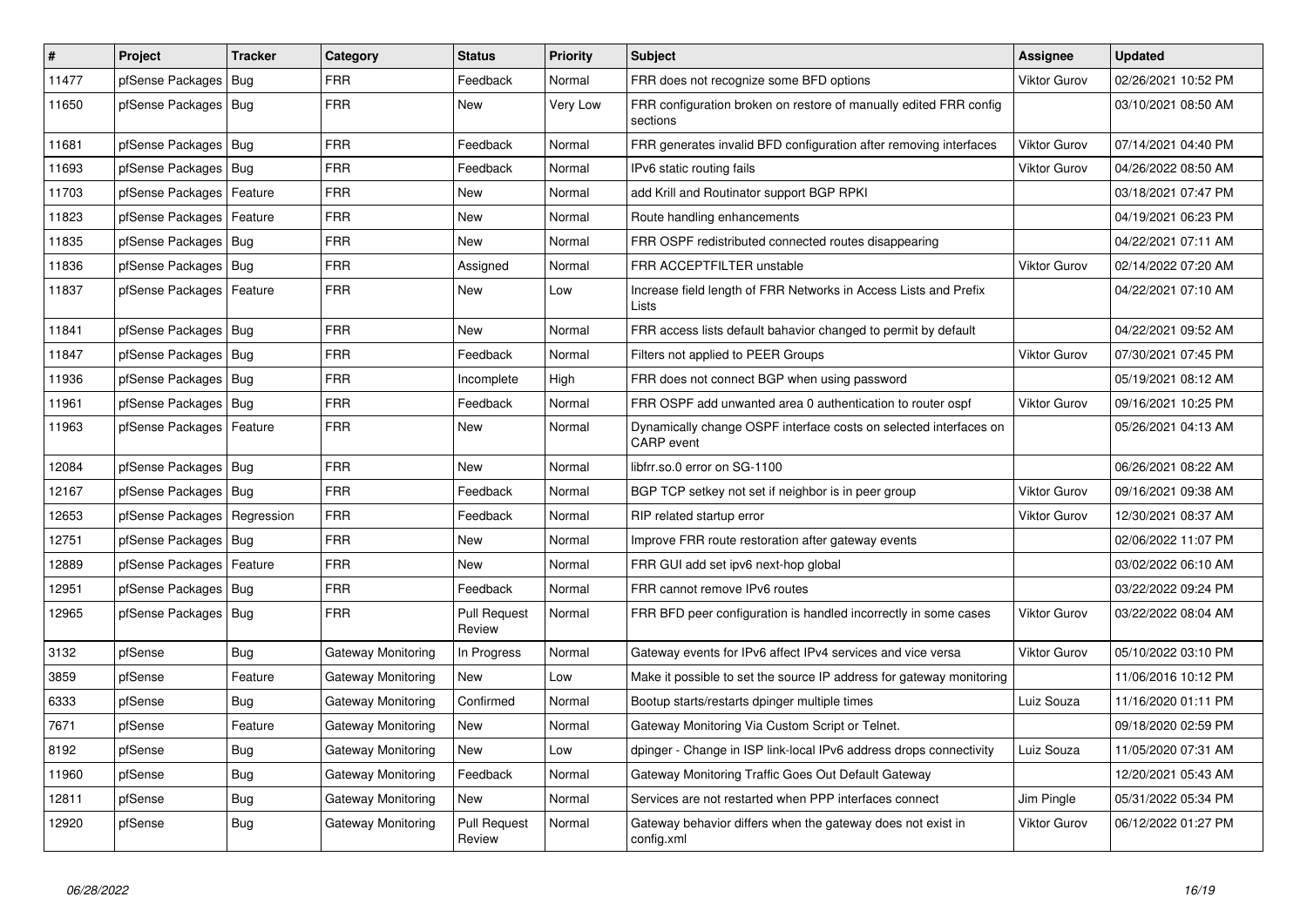| # | Project | Tracker | Category | Status | Priority | Subject | Assignee | Updated |
|---|---|---|---|---|---|---|---|---|
| 11477 | pfSense Packages | Bug | FRR | Feedback | Normal | FRR does not recognize some BFD options | Viktor Gurov | 02/26/2021 10:52 PM |
| 11650 | pfSense Packages | Bug | FRR | New | Very Low | FRR configuration broken on restore of manually edited FRR config sections | | 03/10/2021 08:50 AM |
| 11681 | pfSense Packages | Bug | FRR | Feedback | Normal | FRR generates invalid BFD configuration after removing interfaces | Viktor Gurov | 07/14/2021 04:40 PM |
| 11693 | pfSense Packages | Bug | FRR | Feedback | Normal | IPv6 static routing fails | Viktor Gurov | 04/26/2022 08:50 AM |
| 11703 | pfSense Packages | Feature | FRR | New | Normal | add Krill and Routinator support BGP RPKI | | 03/18/2021 07:47 PM |
| 11823 | pfSense Packages | Feature | FRR | New | Normal | Route handling enhancements | | 04/19/2021 06:23 PM |
| 11835 | pfSense Packages | Bug | FRR | New | Normal | FRR OSPF redistributed connected routes disappearing | | 04/22/2021 07:11 AM |
| 11836 | pfSense Packages | Bug | FRR | Assigned | Normal | FRR ACCEPTFILTER unstable | Viktor Gurov | 02/14/2022 07:20 AM |
| 11837 | pfSense Packages | Feature | FRR | New | Low | Increase field length of FRR Networks in Access Lists and Prefix Lists | | 04/22/2021 07:10 AM |
| 11841 | pfSense Packages | Bug | FRR | New | Normal | FRR access lists default bahavior changed to permit by default | | 04/22/2021 09:52 AM |
| 11847 | pfSense Packages | Bug | FRR | Feedback | Normal | Filters not applied to PEER Groups | Viktor Gurov | 07/30/2021 07:45 PM |
| 11936 | pfSense Packages | Bug | FRR | Incomplete | High | FRR does not connect BGP when using password | | 05/19/2021 08:12 AM |
| 11961 | pfSense Packages | Bug | FRR | Feedback | Normal | FRR OSPF add unwanted area 0 authentication to router ospf | Viktor Gurov | 09/16/2021 10:25 PM |
| 11963 | pfSense Packages | Feature | FRR | New | Normal | Dynamically change OSPF interface costs on selected interfaces on CARP event | | 05/26/2021 04:13 AM |
| 12084 | pfSense Packages | Bug | FRR | New | Normal | libfrr.so.0 error on SG-1100 | | 06/26/2021 08:22 AM |
| 12167 | pfSense Packages | Bug | FRR | Feedback | Normal | BGP TCP setkey not set if neighbor is in peer group | Viktor Gurov | 09/16/2021 09:38 AM |
| 12653 | pfSense Packages | Regression | FRR | Feedback | Normal | RIP related startup error | Viktor Gurov | 12/30/2021 08:37 AM |
| 12751 | pfSense Packages | Bug | FRR | New | Normal | Improve FRR route restoration after gateway events | | 02/06/2022 11:07 PM |
| 12889 | pfSense Packages | Feature | FRR | New | Normal | FRR GUI add set ipv6 next-hop global | | 03/02/2022 06:10 AM |
| 12951 | pfSense Packages | Bug | FRR | Feedback | Normal | FRR cannot remove IPv6 routes | | 03/22/2022 09:24 PM |
| 12965 | pfSense Packages | Bug | FRR | Pull Request Review | Normal | FRR BFD peer configuration is handled incorrectly in some cases | Viktor Gurov | 03/22/2022 08:04 AM |
| 3132 | pfSense | Bug | Gateway Monitoring | In Progress | Normal | Gateway events for IPv6 affect IPv4 services and vice versa | Viktor Gurov | 05/10/2022 03:10 PM |
| 3859 | pfSense | Feature | Gateway Monitoring | New | Low | Make it possible to set the source IP address for gateway monitoring | | 11/06/2016 10:12 PM |
| 6333 | pfSense | Bug | Gateway Monitoring | Confirmed | Normal | Bootup starts/restarts dpinger multiple times | Luiz Souza | 11/16/2020 01:11 PM |
| 7671 | pfSense | Feature | Gateway Monitoring | New | Normal | Gateway Monitoring Via Custom Script or Telnet. | | 09/18/2020 02:59 PM |
| 8192 | pfSense | Bug | Gateway Monitoring | New | Low | dpinger - Change in ISP link-local IPv6 address drops connectivity | Luiz Souza | 11/05/2020 07:31 AM |
| 11960 | pfSense | Bug | Gateway Monitoring | Feedback | Normal | Gateway Monitoring Traffic Goes Out Default Gateway | | 12/20/2021 05:43 AM |
| 12811 | pfSense | Bug | Gateway Monitoring | New | Normal | Services are not restarted when PPP interfaces connect | Jim Pingle | 05/31/2022 05:34 PM |
| 12920 | pfSense | Bug | Gateway Monitoring | Pull Request Review | Normal | Gateway behavior differs when the gateway does not exist in config.xml | Viktor Gurov | 06/12/2022 01:27 PM |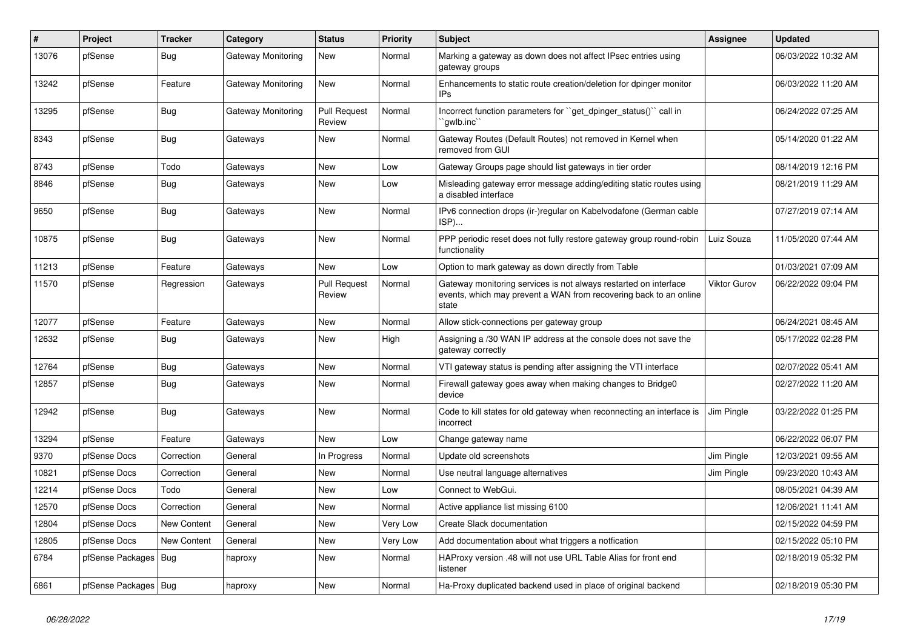| # | Project | Tracker | Category | Status | Priority | Subject | Assignee | Updated |
|---|---|---|---|---|---|---|---|---|
| 13076 | pfSense | Bug | Gateway Monitoring | New | Normal | Marking a gateway as down does not affect IPsec entries using gateway groups | | 06/03/2022 10:32 AM |
| 13242 | pfSense | Feature | Gateway Monitoring | New | Normal | Enhancements to static route creation/deletion for dpinger monitor IPs | | 06/03/2022 11:20 AM |
| 13295 | pfSense | Bug | Gateway Monitoring | Pull Request Review | Normal | Incorrect function parameters for ``get_dpinger_status()`` call in ``gwlb.inc`` | | 06/24/2022 07:25 AM |
| 8343 | pfSense | Bug | Gateways | New | Normal | Gateway Routes (Default Routes) not removed in Kernel when removed from GUI | | 05/14/2020 01:22 AM |
| 8743 | pfSense | Todo | Gateways | New | Low | Gateway Groups page should list gateways in tier order | | 08/14/2019 12:16 PM |
| 8846 | pfSense | Bug | Gateways | New | Low | Misleading gateway error message adding/editing static routes using a disabled interface | | 08/21/2019 11:29 AM |
| 9650 | pfSense | Bug | Gateways | New | Normal | IPv6 connection drops (ir-)regular on Kabelvodafone (German cable ISP)... | | 07/27/2019 07:14 AM |
| 10875 | pfSense | Bug | Gateways | New | Normal | PPP periodic reset does not fully restore gateway group round-robin functionality | Luiz Souza | 11/05/2020 07:44 AM |
| 11213 | pfSense | Feature | Gateways | New | Low | Option to mark gateway as down directly from Table | | 01/03/2021 07:09 AM |
| 11570 | pfSense | Regression | Gateways | Pull Request Review | Normal | Gateway monitoring services is not always restarted on interface events, which may prevent a WAN from recovering back to an online state | Viktor Gurov | 06/22/2022 09:04 PM |
| 12077 | pfSense | Feature | Gateways | New | Normal | Allow stick-connections per gateway group | | 06/24/2021 08:45 AM |
| 12632 | pfSense | Bug | Gateways | New | High | Assigning a /30 WAN IP address at the console does not save the gateway correctly | | 05/17/2022 02:28 PM |
| 12764 | pfSense | Bug | Gateways | New | Normal | VTI gateway status is pending after assigning the VTI interface | | 02/07/2022 05:41 AM |
| 12857 | pfSense | Bug | Gateways | New | Normal | Firewall gateway goes away when making changes to Bridge0 device | | 02/27/2022 11:20 AM |
| 12942 | pfSense | Bug | Gateways | New | Normal | Code to kill states for old gateway when reconnecting an interface is incorrect | Jim Pingle | 03/22/2022 01:25 PM |
| 13294 | pfSense | Feature | Gateways | New | Low | Change gateway name | | 06/22/2022 06:07 PM |
| 9370 | pfSense Docs | Correction | General | In Progress | Normal | Update old screenshots | Jim Pingle | 12/03/2021 09:55 AM |
| 10821 | pfSense Docs | Correction | General | New | Normal | Use neutral language alternatives | Jim Pingle | 09/23/2020 10:43 AM |
| 12214 | pfSense Docs | Todo | General | New | Low | Connect to WebGui. | | 08/05/2021 04:39 AM |
| 12570 | pfSense Docs | Correction | General | New | Normal | Active appliance list missing 6100 | | 12/06/2021 11:41 AM |
| 12804 | pfSense Docs | New Content | General | New | Very Low | Create Slack documentation | | 02/15/2022 04:59 PM |
| 12805 | pfSense Docs | New Content | General | New | Very Low | Add documentation about what triggers a notfication | | 02/15/2022 05:10 PM |
| 6784 | pfSense Packages | Bug | haproxy | New | Normal | HAProxy version .48 will not use URL Table Alias for front end listener | | 02/18/2019 05:32 PM |
| 6861 | pfSense Packages | Bug | haproxy | New | Normal | Ha-Proxy duplicated backend used in place of original backend | | 02/18/2019 05:30 PM |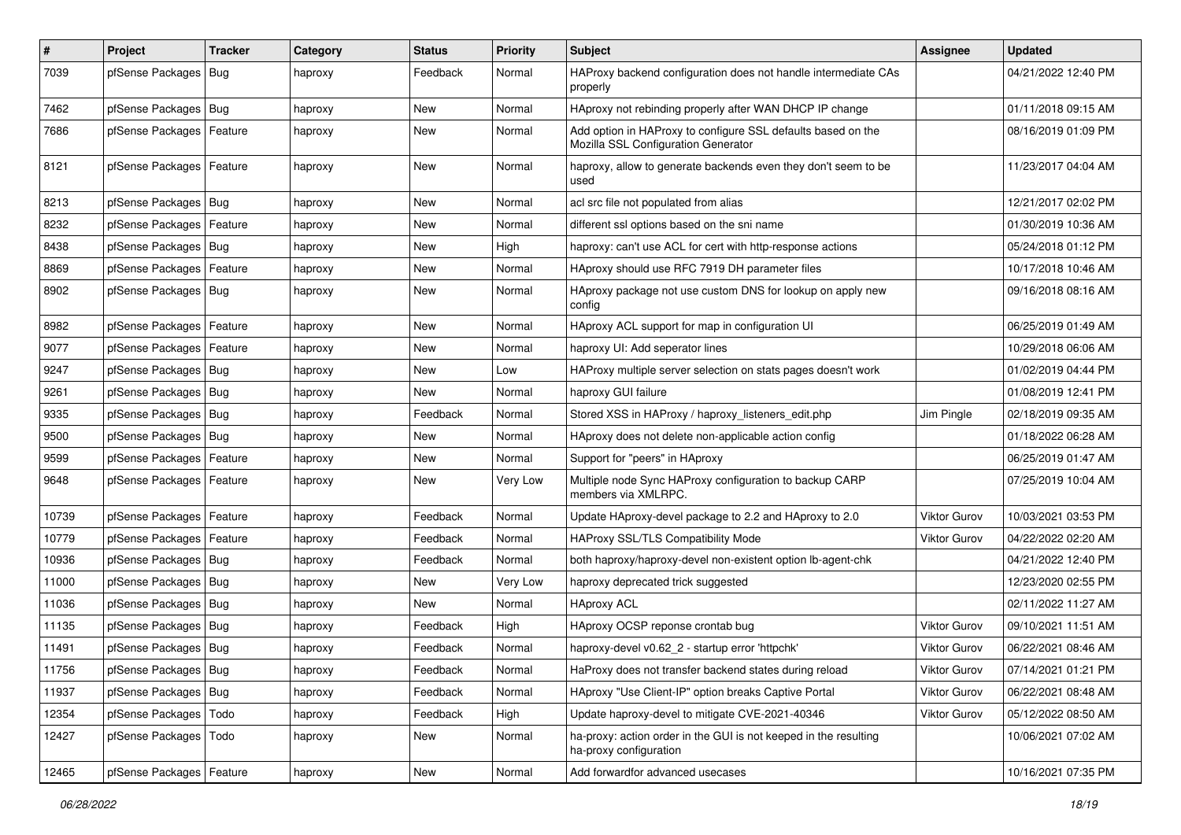| # | Project | Tracker | Category | Status | Priority | Subject | Assignee | Updated |
|---|---|---|---|---|---|---|---|---|
| 7039 | pfSense Packages | Bug | haproxy | Feedback | Normal | HAProxy backend configuration does not handle intermediate CAs properly | | 04/21/2022 12:40 PM |
| 7462 | pfSense Packages | Bug | haproxy | New | Normal | HAproxy not rebinding properly after WAN DHCP IP change | | 01/11/2018 09:15 AM |
| 7686 | pfSense Packages | Feature | haproxy | New | Normal | Add option in HAProxy to configure SSL defaults based on the Mozilla SSL Configuration Generator | | 08/16/2019 01:09 PM |
| 8121 | pfSense Packages | Feature | haproxy | New | Normal | haproxy, allow to generate backends even they don't seem to be used | | 11/23/2017 04:04 AM |
| 8213 | pfSense Packages | Bug | haproxy | New | Normal | acl src file not populated from alias | | 12/21/2017 02:02 PM |
| 8232 | pfSense Packages | Feature | haproxy | New | Normal | different ssl options based on the sni name | | 01/30/2019 10:36 AM |
| 8438 | pfSense Packages | Bug | haproxy | New | High | haproxy: can't use ACL for cert with http-response actions | | 05/24/2018 01:12 PM |
| 8869 | pfSense Packages | Feature | haproxy | New | Normal | HAproxy should use RFC 7919 DH parameter files | | 10/17/2018 10:46 AM |
| 8902 | pfSense Packages | Bug | haproxy | New | Normal | HAproxy package not use custom DNS for lookup on apply new config | | 09/16/2018 08:16 AM |
| 8982 | pfSense Packages | Feature | haproxy | New | Normal | HAproxy ACL support for map in configuration UI | | 06/25/2019 01:49 AM |
| 9077 | pfSense Packages | Feature | haproxy | New | Normal | haproxy UI: Add seperator lines | | 10/29/2018 06:06 AM |
| 9247 | pfSense Packages | Bug | haproxy | New | Low | HAProxy multiple server selection on stats pages doesn't work | | 01/02/2019 04:44 PM |
| 9261 | pfSense Packages | Bug | haproxy | New | Normal | haproxy GUI failure | | 01/08/2019 12:41 PM |
| 9335 | pfSense Packages | Bug | haproxy | Feedback | Normal | Stored XSS in HAProxy / haproxy_listeners_edit.php | Jim Pingle | 02/18/2019 09:35 AM |
| 9500 | pfSense Packages | Bug | haproxy | New | Normal | HAproxy does not delete non-applicable action config | | 01/18/2022 06:28 AM |
| 9599 | pfSense Packages | Feature | haproxy | New | Normal | Support for "peers" in HAproxy | | 06/25/2019 01:47 AM |
| 9648 | pfSense Packages | Feature | haproxy | New | Very Low | Multiple node Sync HAProxy configuration to backup CARP members via XMLRPC. | | 07/25/2019 10:04 AM |
| 10739 | pfSense Packages | Feature | haproxy | Feedback | Normal | Update HAproxy-devel package to 2.2 and HAproxy to 2.0 | Viktor Gurov | 10/03/2021 03:53 PM |
| 10779 | pfSense Packages | Feature | haproxy | Feedback | Normal | HAProxy SSL/TLS Compatibility Mode | Viktor Gurov | 04/22/2022 02:20 AM |
| 10936 | pfSense Packages | Bug | haproxy | Feedback | Normal | both haproxy/haproxy-devel non-existent option lb-agent-chk | | 04/21/2022 12:40 PM |
| 11000 | pfSense Packages | Bug | haproxy | New | Very Low | haproxy deprecated trick suggested | | 12/23/2020 02:55 PM |
| 11036 | pfSense Packages | Bug | haproxy | New | Normal | HAproxy ACL | | 02/11/2022 11:27 AM |
| 11135 | pfSense Packages | Bug | haproxy | Feedback | High | HAproxy OCSP reponse crontab bug | Viktor Gurov | 09/10/2021 11:51 AM |
| 11491 | pfSense Packages | Bug | haproxy | Feedback | Normal | haproxy-devel v0.62_2 - startup error 'httpchk' | Viktor Gurov | 06/22/2021 08:46 AM |
| 11756 | pfSense Packages | Bug | haproxy | Feedback | Normal | HaProxy does not transfer backend states during reload | Viktor Gurov | 07/14/2021 01:21 PM |
| 11937 | pfSense Packages | Bug | haproxy | Feedback | Normal | HAproxy "Use Client-IP" option breaks Captive Portal | Viktor Gurov | 06/22/2021 08:48 AM |
| 12354 | pfSense Packages | Todo | haproxy | Feedback | High | Update haproxy-devel to mitigate CVE-2021-40346 | Viktor Gurov | 05/12/2022 08:50 AM |
| 12427 | pfSense Packages | Todo | haproxy | New | Normal | ha-proxy: action order in the GUI is not keeped in the resulting ha-proxy configuration | | 10/06/2021 07:02 AM |
| 12465 | pfSense Packages | Feature | haproxy | New | Normal | Add forwardfor advanced usecases | | 10/16/2021 07:35 PM |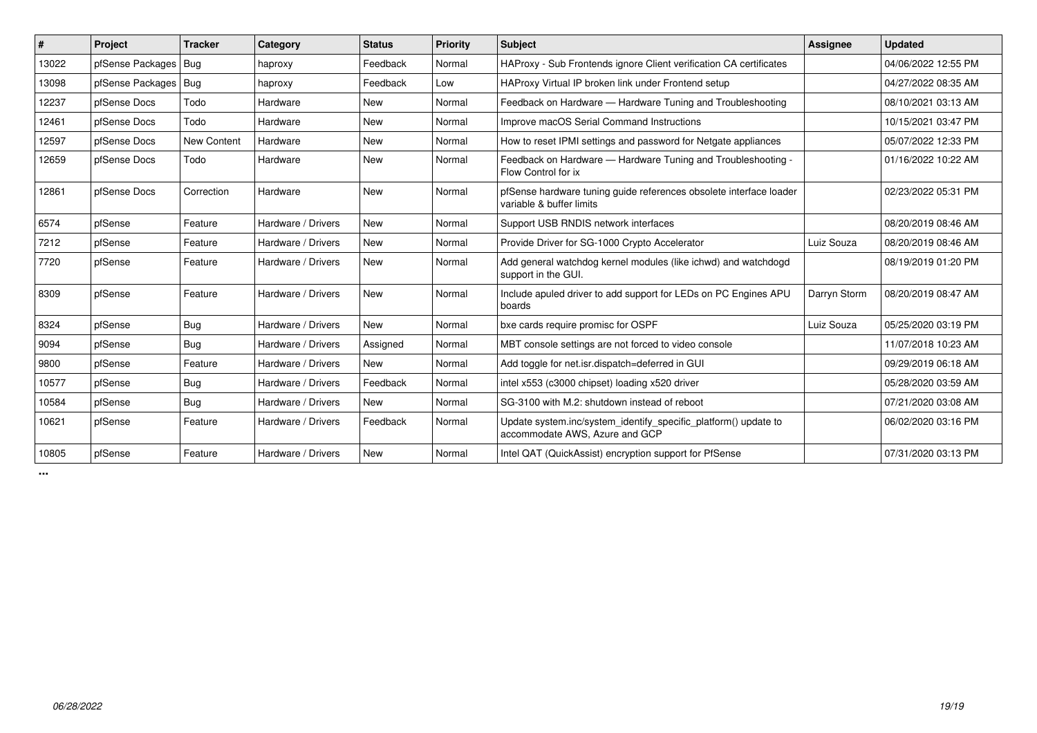| # | Project | Tracker | Category | Status | Priority | Subject | Assignee | Updated |
|---|---|---|---|---|---|---|---|---|
| 13022 | pfSense Packages | Bug | haproxy | Feedback | Normal | HAProxy - Sub Frontends ignore Client verification CA certificates | | 04/06/2022 12:55 PM |
| 13098 | pfSense Packages | Bug | haproxy | Feedback | Low | HAProxy Virtual IP broken link under Frontend setup | | 04/27/2022 08:35 AM |
| 12237 | pfSense Docs | Todo | Hardware | New | Normal | Feedback on Hardware — Hardware Tuning and Troubleshooting | | 08/10/2021 03:13 AM |
| 12461 | pfSense Docs | Todo | Hardware | New | Normal | Improve macOS Serial Command Instructions | | 10/15/2021 03:47 PM |
| 12597 | pfSense Docs | New Content | Hardware | New | Normal | How to reset IPMI settings and password for Netgate appliances | | 05/07/2022 12:33 PM |
| 12659 | pfSense Docs | Todo | Hardware | New | Normal | Feedback on Hardware — Hardware Tuning and Troubleshooting - Flow Control for ix | | 01/16/2022 10:22 AM |
| 12861 | pfSense Docs | Correction | Hardware | New | Normal | pfSense hardware tuning guide references obsolete interface loader variable & buffer limits | | 02/23/2022 05:31 PM |
| 6574 | pfSense | Feature | Hardware / Drivers | New | Normal | Support USB RNDIS network interfaces | | 08/20/2019 08:46 AM |
| 7212 | pfSense | Feature | Hardware / Drivers | New | Normal | Provide Driver for SG-1000 Crypto Accelerator | Luiz Souza | 08/20/2019 08:46 AM |
| 7720 | pfSense | Feature | Hardware / Drivers | New | Normal | Add general watchdog kernel modules (like ichwd) and watchdogd support in the GUI. | | 08/19/2019 01:20 PM |
| 8309 | pfSense | Feature | Hardware / Drivers | New | Normal | Include apuled driver to add support for LEDs on PC Engines APU boards | Darryn Storm | 08/20/2019 08:47 AM |
| 8324 | pfSense | Bug | Hardware / Drivers | New | Normal | bxe cards require promisc for OSPF | Luiz Souza | 05/25/2020 03:19 PM |
| 9094 | pfSense | Bug | Hardware / Drivers | Assigned | Normal | MBT console settings are not forced to video console | | 11/07/2018 10:23 AM |
| 9800 | pfSense | Feature | Hardware / Drivers | New | Normal | Add toggle for net.isr.dispatch=deferred in GUI | | 09/29/2019 06:18 AM |
| 10577 | pfSense | Bug | Hardware / Drivers | Feedback | Normal | intel x553 (c3000 chipset) loading x520 driver | | 05/28/2020 03:59 AM |
| 10584 | pfSense | Bug | Hardware / Drivers | New | Normal | SG-3100 with M.2: shutdown instead of reboot | | 07/21/2020 03:08 AM |
| 10621 | pfSense | Feature | Hardware / Drivers | Feedback | Normal | Update system.inc/system_identify_specific_platform() update to accommodate AWS, Azure and GCP | | 06/02/2020 03:16 PM |
| 10805 | pfSense | Feature | Hardware / Drivers | New | Normal | Intel QAT (QuickAssist) encryption support for PfSense | | 07/31/2020 03:13 PM |

...